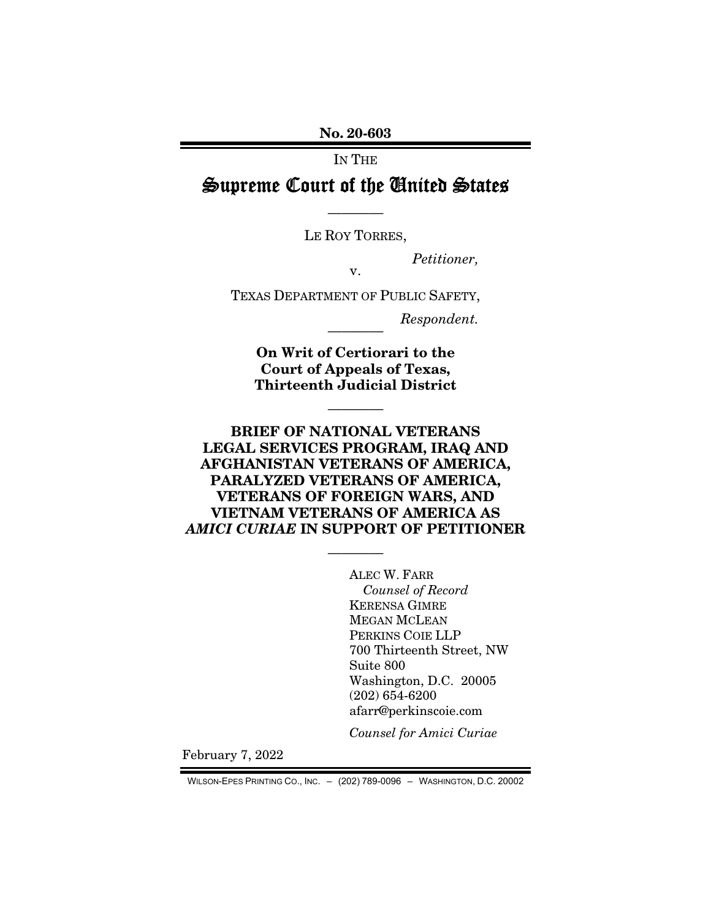**No. 20-603**

IN THE

# Supreme Court of the United States

---

LE ROY TORRES,

*Petitioner,*

v.

TEXAS DEPARTMENT OF PUBLIC SAFETY,

*Respondent.*

---

**On Writ of Certiorari to the Court of Appeals of Texas, Thirteenth Judicial District**

---

**BRIEF OF NATIONAL VETERANS LEGAL SERVICES PROGRAM, IRAQ AND AFGHANISTAN VETERANS OF AMERICA, PARALYZED VETERANS OF AMERICA, VETERANS OF FOREIGN WARS, AND VIETNAM VETERANS OF AMERICA AS *AMICI CURIAE* IN SUPPORT OF PETITIONER**

---

ALEC W. FARR
*Counsel of Record*
KERENSA GIMRE
MEGAN MCLEAN
PERKINS COIE LLP
700 Thirteenth Street, NW
Suite 800
Washington, D.C. 20005
(202) 654-6200
afarr@perkinscoie.com

*Counsel for Amici Curiae*

February 7, 2022

WILSON-EPES PRINTING CO., INC. – (202) 789-0096 – WASHINGTON, D.C. 20002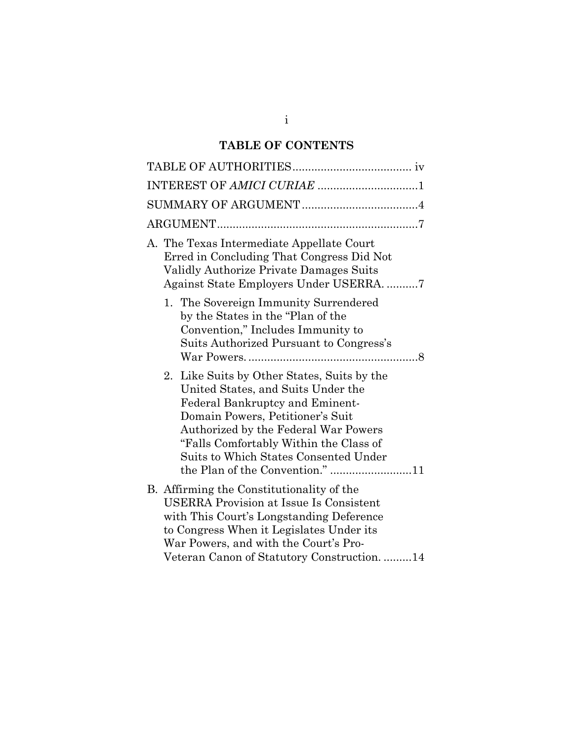## TABLE OF CONTENTS

TABLE OF AUTHORITIES ..................................... iv

INTEREST OF *AMICI CURIAE* ................................1

SUMMARY OF ARGUMENT .....................................4

ARGUMENT ................................................................7

A. The Texas Intermediate Appellate Court Erred in Concluding That Congress Did Not Validly Authorize Private Damages Suits Against State Employers Under USERRA. ..........7

   1. The Sovereign Immunity Surrendered by the States in the "Plan of the Convention," Includes Immunity to Suits Authorized Pursuant to Congress's War Powers. ......................................................8

   2. Like Suits by Other States, Suits by the United States, and Suits Under the Federal Bankruptcy and Eminent-Domain Powers, Petitioner's Suit Authorized by the Federal War Powers "Falls Comfortably Within the Class of Suits to Which States Consented Under the Plan of the Convention." ..........................11

B. Affirming the Constitutionality of the USERRA Provision at Issue Is Consistent with This Court's Longstanding Deference to Congress When it Legislates Under its War Powers, and with the Court's Pro-Veteran Canon of Statutory Construction. .........14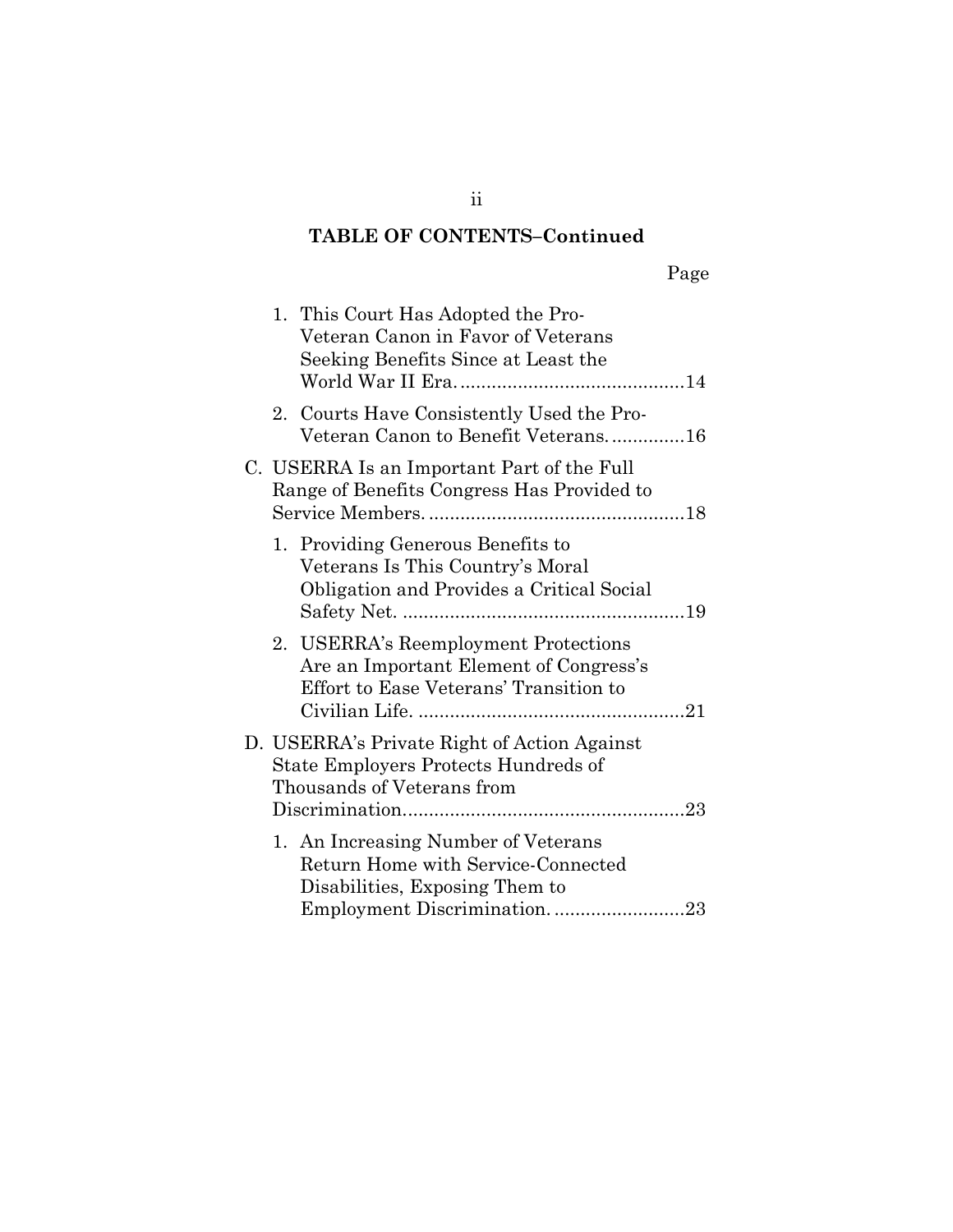**TABLE OF CONTENTS–Continued**

Page

1. This Court Has Adopted the Pro-Veteran Canon in Favor of Veterans Seeking Benefits Since at Least the World War II Era. ....... 14
2. Courts Have Consistently Used the Pro-Veteran Canon to Benefit Veterans. ....... 16

C. USERRA Is an Important Part of the Full Range of Benefits Congress Has Provided to Service Members. ....... 18

1. Providing Generous Benefits to Veterans Is This Country's Moral Obligation and Provides a Critical Social Safety Net. ....... 19
2. USERRA's Reemployment Protections Are an Important Element of Congress's Effort to Ease Veterans' Transition to Civilian Life. ....... 21

D. USERRA's Private Right of Action Against State Employers Protects Hundreds of Thousands of Veterans from Discrimination. ....... 23

1. An Increasing Number of Veterans Return Home with Service-Connected Disabilities, Exposing Them to Employment Discrimination. ....... 23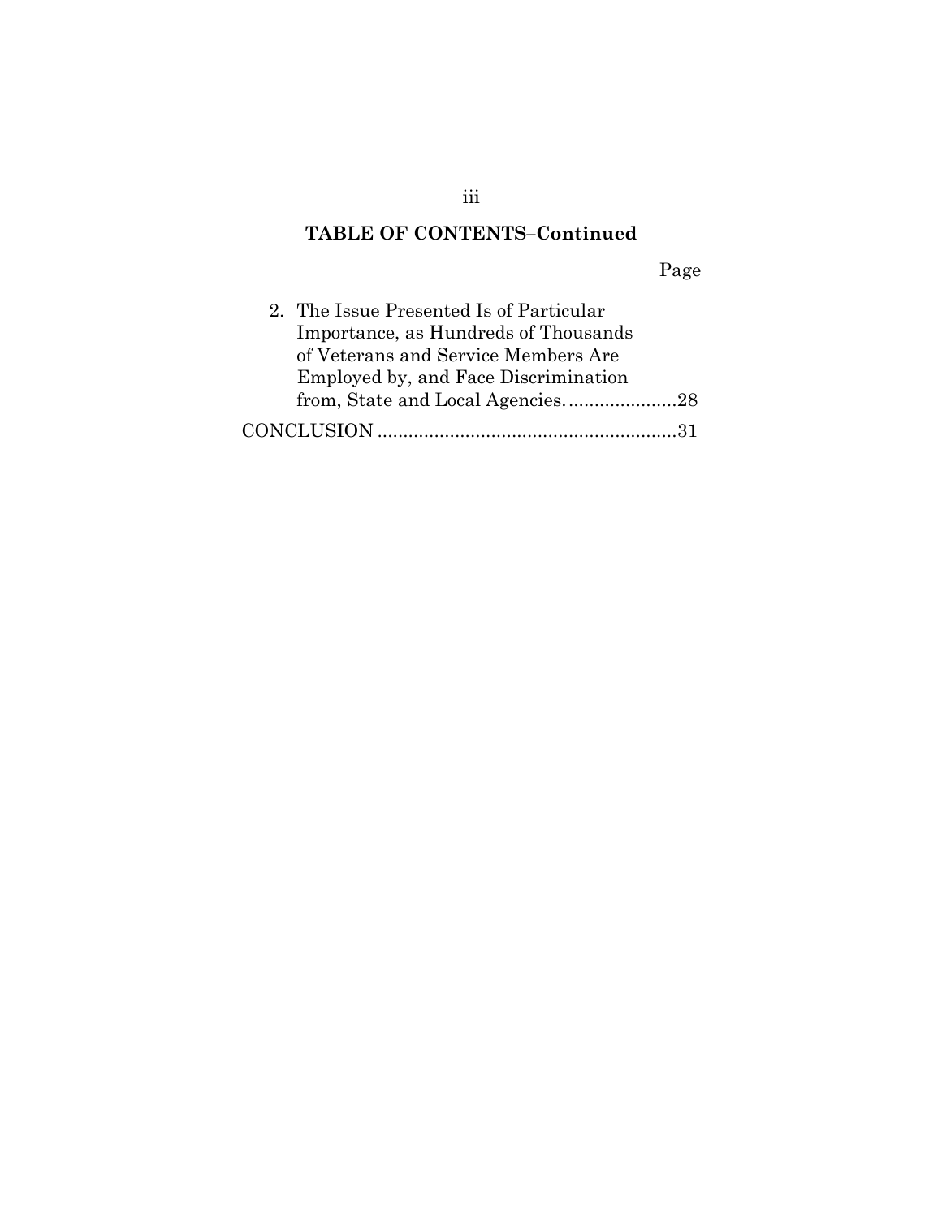**TABLE OF CONTENTS–Continued**

Page

2. The Issue Presented Is of Particular Importance, as Hundreds of Thousands of Veterans and Service Members Are Employed by, and Face Discrimination from, State and Local Agencies......................28

CONCLUSION ..........................................................31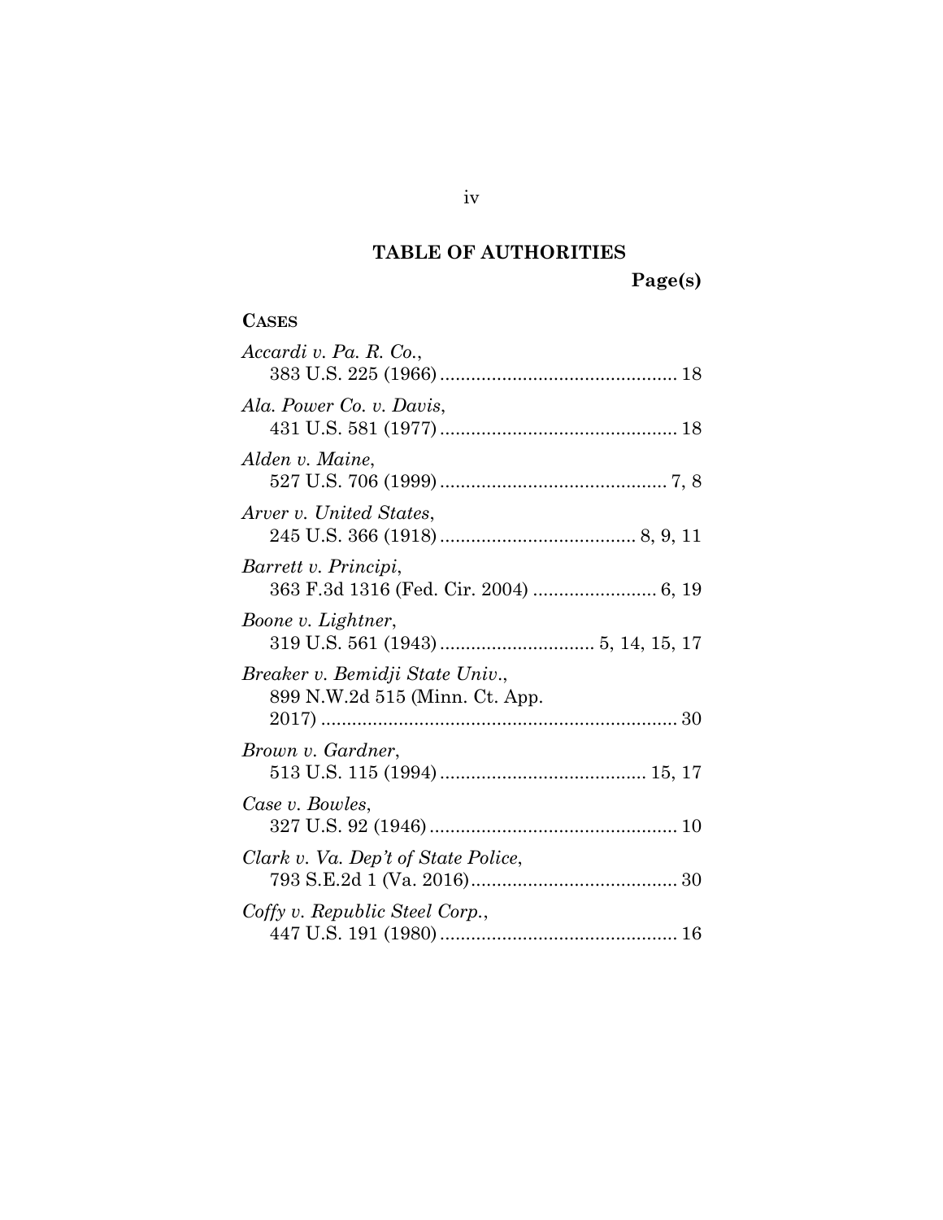## TABLE OF AUTHORITIES

**Page(s)**

**CASES**

*Accardi v. Pa. R. Co.*,
383 U.S. 225 (1966) .............................................. 18

*Ala. Power Co. v. Davis*,
431 U.S. 581 (1977) .............................................. 18

*Alden v. Maine*,
527 U.S. 706 (1999) ............................................ 7, 8

*Arver v. United States*,
245 U.S. 366 (1918) ...................................... 8, 9, 11

*Barrett v. Principi*,
363 F.3d 1316 (Fed. Cir. 2004) ........................ 6, 19

*Boone v. Lightner*,
319 U.S. 561 (1943) .............................. 5, 14, 15, 17

*Breaker v. Bemidji State Univ.*,
899 N.W.2d 515 (Minn. Ct. App. 2017) ..................................................................... 30

*Brown v. Gardner*,
513 U.S. 115 (1994) ........................................ 15, 17

*Case v. Bowles*,
327 U.S. 92 (1946) ................................................ 10

*Clark v. Va. Dep't of State Police*,
793 S.E.2d 1 (Va. 2016) ........................................ 30

*Coffy v. Republic Steel Corp.*,
447 U.S. 191 (1980) .............................................. 16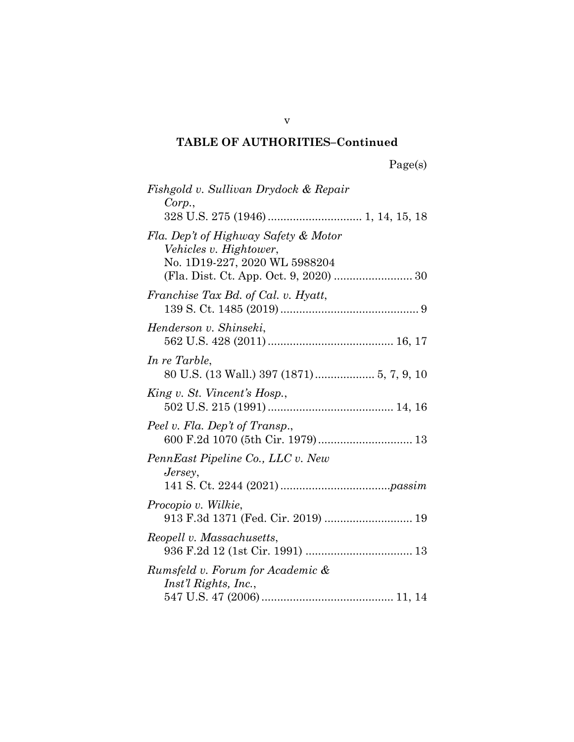## TABLE OF AUTHORITIES–Continued

Page(s)

*Fishgold v. Sullivan Drydock & Repair Corp.*,
328 U.S. 275 (1946) .............................. 1, 14, 15, 18

*Fla. Dep't of Highway Safety & Motor Vehicles v. Hightower*,
No. 1D19-227, 2020 WL 5988204
(Fla. Dist. Ct. App. Oct. 9, 2020) ......................... 30

*Franchise Tax Bd. of Cal. v. Hyatt*,
139 S. Ct. 1485 (2019) ............................................ 9

*Henderson v. Shinseki*,
562 U.S. 428 (2011) ........................................ 16, 17

*In re Tarble*,
80 U.S. (13 Wall.) 397 (1871) .................. 5, 7, 9, 10

*King v. St. Vincent's Hosp.*,
502 U.S. 215 (1991) ........................................ 14, 16

*Peel v. Fla. Dep't of Transp.*,
600 F.2d 1070 (5th Cir. 1979) .............................. 13

*PennEast Pipeline Co., LLC v. New Jersey*,
141 S. Ct. 2244 (2021) ...................................*passim*

*Procopio v. Wilkie*,
913 F.3d 1371 (Fed. Cir. 2019) ............................ 19

*Reopell v. Massachusetts*,
936 F.2d 12 (1st Cir. 1991) .................................. 13

*Rumsfeld v. Forum for Academic & Inst'l Rights, Inc.*,
547 U.S. 47 (2006) .......................................... 11, 14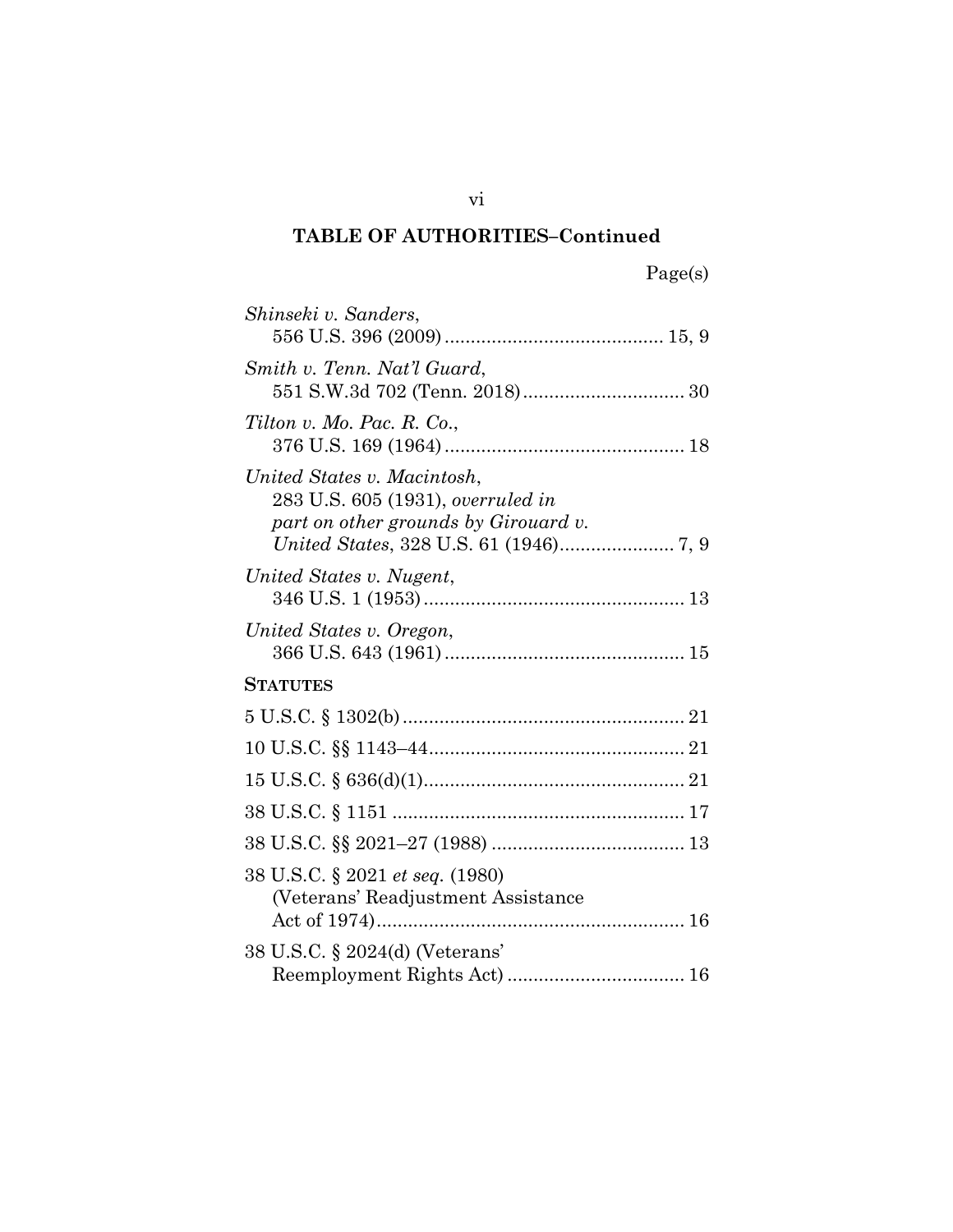## TABLE OF AUTHORITIES–Continued

Page(s)

*Shinseki v. Sanders*,
556 U.S. 396 (2009) .......................................... 15, 9

*Smith v. Tenn. Nat'l Guard*,
551 S.W.3d 702 (Tenn. 2018) ............................... 30

*Tilton v. Mo. Pac. R. Co.*,
376 U.S. 169 (1964) .............................................. 18

*United States v. Macintosh*,
283 U.S. 605 (1931), *overruled in part on other grounds by Girouard v. United States*, 328 U.S. 61 (1946)...................... 7, 9

*United States v. Nugent*,
346 U.S. 1 (1953) .................................................. 13

*United States v. Oregon*,
366 U.S. 643 (1961) .............................................. 15

**STATUTES**

5 U.S.C. § 1302(b) ...................................................... 21

10 U.S.C. §§ 1143–44................................................. 21

15 U.S.C. § 636(d)(1).................................................. 21

38 U.S.C. § 1151 ........................................................ 17

38 U.S.C. §§ 2021–27 (1988) ..................................... 13

38 U.S.C. § 2021 *et seq.* (1980)
(Veterans' Readjustment Assistance Act of 1974)........................................................... 16

38 U.S.C. § 2024(d) (Veterans' Reemployment Rights Act) .................................. 16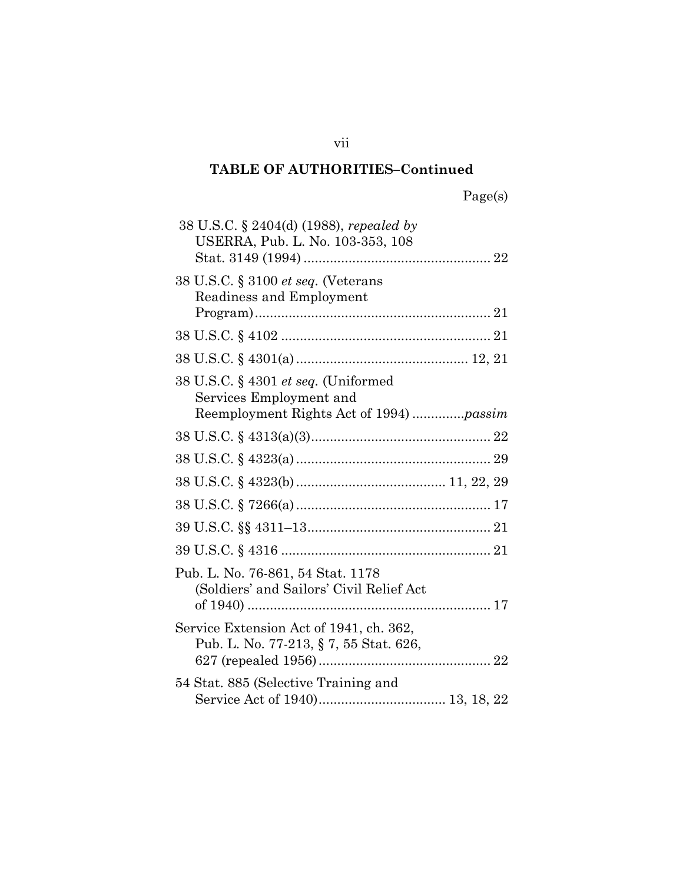## TABLE OF AUTHORITIES–Continued

Page(s)

38 U.S.C. § 2404(d) (1988), *repealed by* USERRA, Pub. L. No. 103-353, 108 Stat. 3149 (1994) .................................................. 22

38 U.S.C. § 3100 *et seq.* (Veterans Readiness and Employment Program) ............................................................... 21

38 U.S.C. § 4102 ........................................................ 21

38 U.S.C. § 4301(a) ............................................. 12, 21

38 U.S.C. § 4301 *et seq.* (Uniformed Services Employment and Reemployment Rights Act of 1994) .............*passim*

38 U.S.C. § 4313(a)(3) ................................................ 22

38 U.S.C. § 4323(a) .................................................... 29

38 U.S.C. § 4323(b) ....................................... 11, 22, 29

38 U.S.C. § 7266(a) .................................................... 17

39 U.S.C. §§ 4311–13 ................................................. 21

39 U.S.C. § 4316 ........................................................ 21

Pub. L. No. 76-861, 54 Stat. 1178 (Soldiers' and Sailors' Civil Relief Act of 1940) ................................................................. 17

Service Extension Act of 1941, ch. 362, Pub. L. No. 77-213, § 7, 55 Stat. 626, 627 (repealed 1956) ............................................. 22

54 Stat. 885 (Selective Training and Service Act of 1940) .................................. 13, 18, 22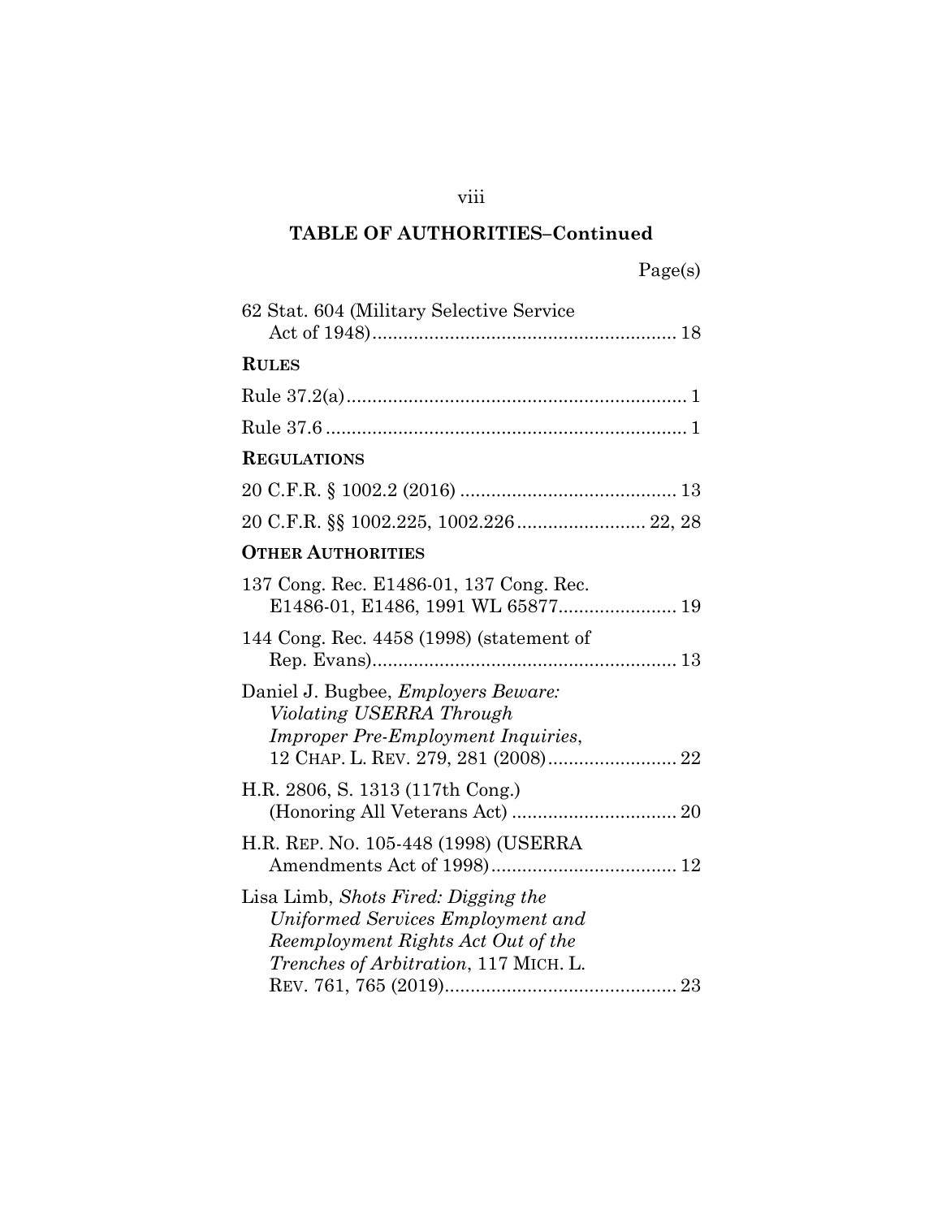## TABLE OF AUTHORITIES–Continued

Page(s)

62 Stat. 604 (Military Selective Service Act of 1948) .......... 18

**RULES**

Rule 37.2(a) .......... 1

Rule 37.6 .......... 1

**REGULATIONS**

20 C.F.R. § 1002.2 (2016) .......... 13

20 C.F.R. §§ 1002.225, 1002.226 .......... 22, 28

**OTHER AUTHORITIES**

137 Cong. Rec. E1486-01, 137 Cong. Rec. E1486-01, E1486, 1991 WL 65877 .......... 19

144 Cong. Rec. 4458 (1998) (statement of Rep. Evans) .......... 13

Daniel J. Bugbee, *Employers Beware: Violating USERRA Through Improper Pre-Employment Inquiries*, 12 CHAP. L. REV. 279, 281 (2008) .......... 22

H.R. 2806, S. 1313 (117th Cong.) (Honoring All Veterans Act) .......... 20

H.R. REP. NO. 105-448 (1998) (USERRA Amendments Act of 1998) .......... 12

Lisa Limb, *Shots Fired: Digging the Uniformed Services Employment and Reemployment Rights Act Out of the Trenches of Arbitration*, 117 MICH. L. REV. 761, 765 (2019) .......... 23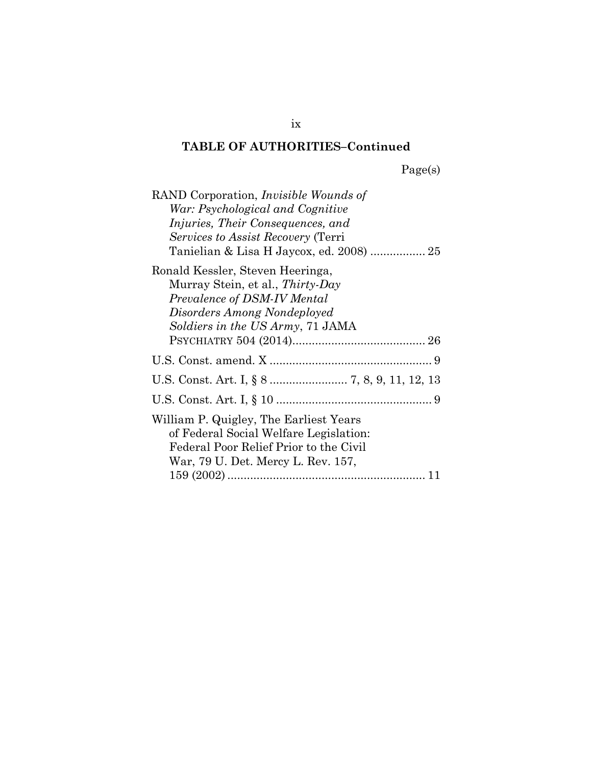**TABLE OF AUTHORITIES–Continued**

Page(s)

RAND Corporation, *Invisible Wounds of War: Psychological and Cognitive Injuries, Their Consequences, and Services to Assist Recovery* (Terri Tanielian & Lisa H Jaycox, ed. 2008) ................. 25

Ronald Kessler, Steven Heeringa, Murray Stein, et al., *Thirty-Day Prevalence of DSM-IV Mental Disorders Among Nondeployed Soldiers in the US Army*, 71 JAMA PSYCHIATRY 504 (2014)......................................... 26

U.S. Const. amend. X .................................................. 9

U.S. Const. Art. I, § 8 ........................ 7, 8, 9, 11, 12, 13

U.S. Const. Art. I, § 10 ................................................ 9

William P. Quigley, The Earliest Years of Federal Social Welfare Legislation: Federal Poor Relief Prior to the Civil War, 79 U. Det. Mercy L. Rev. 157, 159 (2002) ............................................................. 11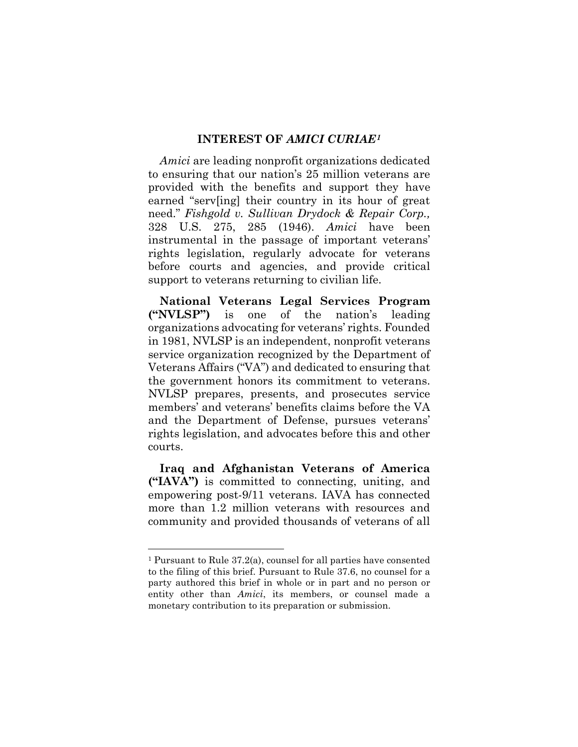## INTEREST OF *AMICI CURIAE*[1]

*Amici* are leading nonprofit organizations dedicated to ensuring that our nation's 25 million veterans are provided with the benefits and support they have earned "serv[ing] their country in its hour of great need." *Fishgold v. Sullivan Drydock & Repair Corp.,* 328 U.S. 275, 285 (1946). *Amici* have been instrumental in the passage of important veterans' rights legislation, regularly advocate for veterans before courts and agencies, and provide critical support to veterans returning to civilian life.

**National Veterans Legal Services Program ("NVLSP")** is one of the nation's leading organizations advocating for veterans' rights. Founded in 1981, NVLSP is an independent, nonprofit veterans service organization recognized by the Department of Veterans Affairs ("VA") and dedicated to ensuring that the government honors its commitment to veterans. NVLSP prepares, presents, and prosecutes service members' and veterans' benefits claims before the VA and the Department of Defense, pursues veterans' rights legislation, and advocates before this and other courts.

**Iraq and Afghanistan Veterans of America ("IAVA")** is committed to connecting, uniting, and empowering post-9/11 veterans. IAVA has connected more than 1.2 million veterans with resources and community and provided thousands of veterans of all

---

[1] Pursuant to Rule 37.2(a), counsel for all parties have consented to the filing of this brief. Pursuant to Rule 37.6, no counsel for a party authored this brief in whole or in part and no person or entity other than *Amici*, its members, or counsel made a monetary contribution to its preparation or submission.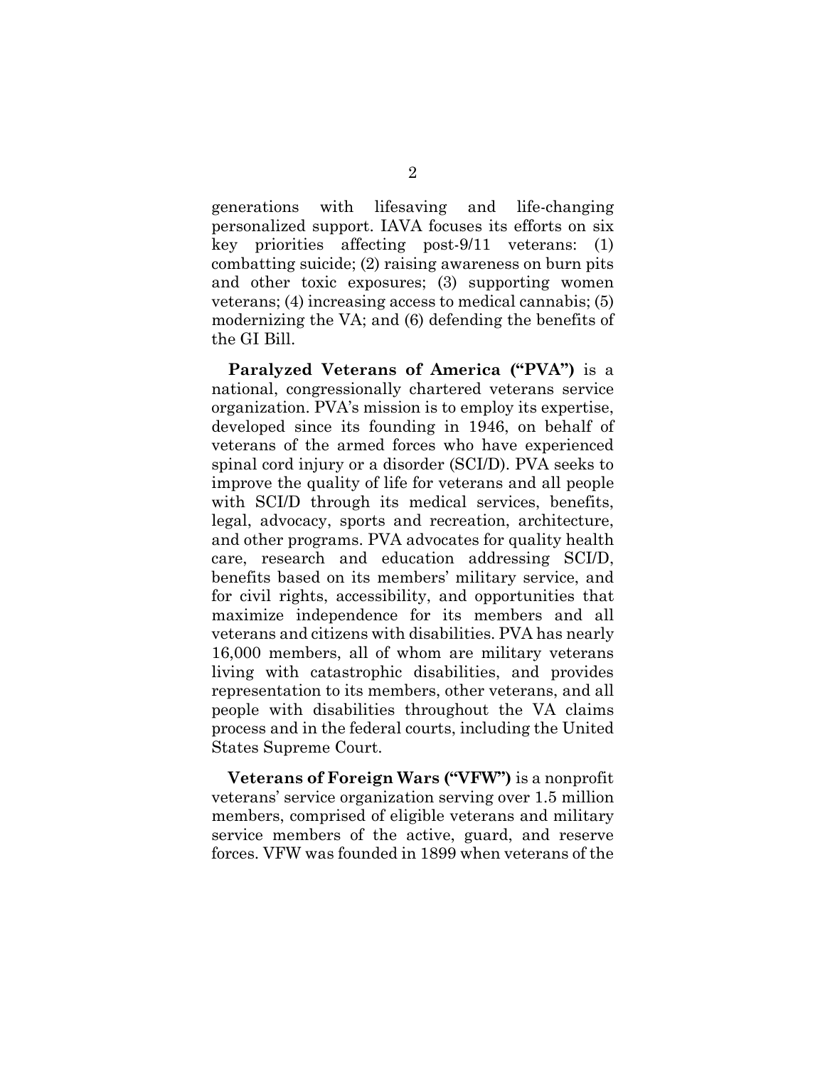generations with lifesaving and life-changing personalized support. IAVA focuses its efforts on six key priorities affecting post-9/11 veterans: (1) combatting suicide; (2) raising awareness on burn pits and other toxic exposures; (3) supporting women veterans; (4) increasing access to medical cannabis; (5) modernizing the VA; and (6) defending the benefits of the GI Bill.

**Paralyzed Veterans of America ("PVA")** is a national, congressionally chartered veterans service organization. PVA's mission is to employ its expertise, developed since its founding in 1946, on behalf of veterans of the armed forces who have experienced spinal cord injury or a disorder (SCI/D). PVA seeks to improve the quality of life for veterans and all people with SCI/D through its medical services, benefits, legal, advocacy, sports and recreation, architecture, and other programs. PVA advocates for quality health care, research and education addressing SCI/D, benefits based on its members' military service, and for civil rights, accessibility, and opportunities that maximize independence for its members and all veterans and citizens with disabilities. PVA has nearly 16,000 members, all of whom are military veterans living with catastrophic disabilities, and provides representation to its members, other veterans, and all people with disabilities throughout the VA claims process and in the federal courts, including the United States Supreme Court.

**Veterans of Foreign Wars ("VFW")** is a nonprofit veterans' service organization serving over 1.5 million members, comprised of eligible veterans and military service members of the active, guard, and reserve forces. VFW was founded in 1899 when veterans of the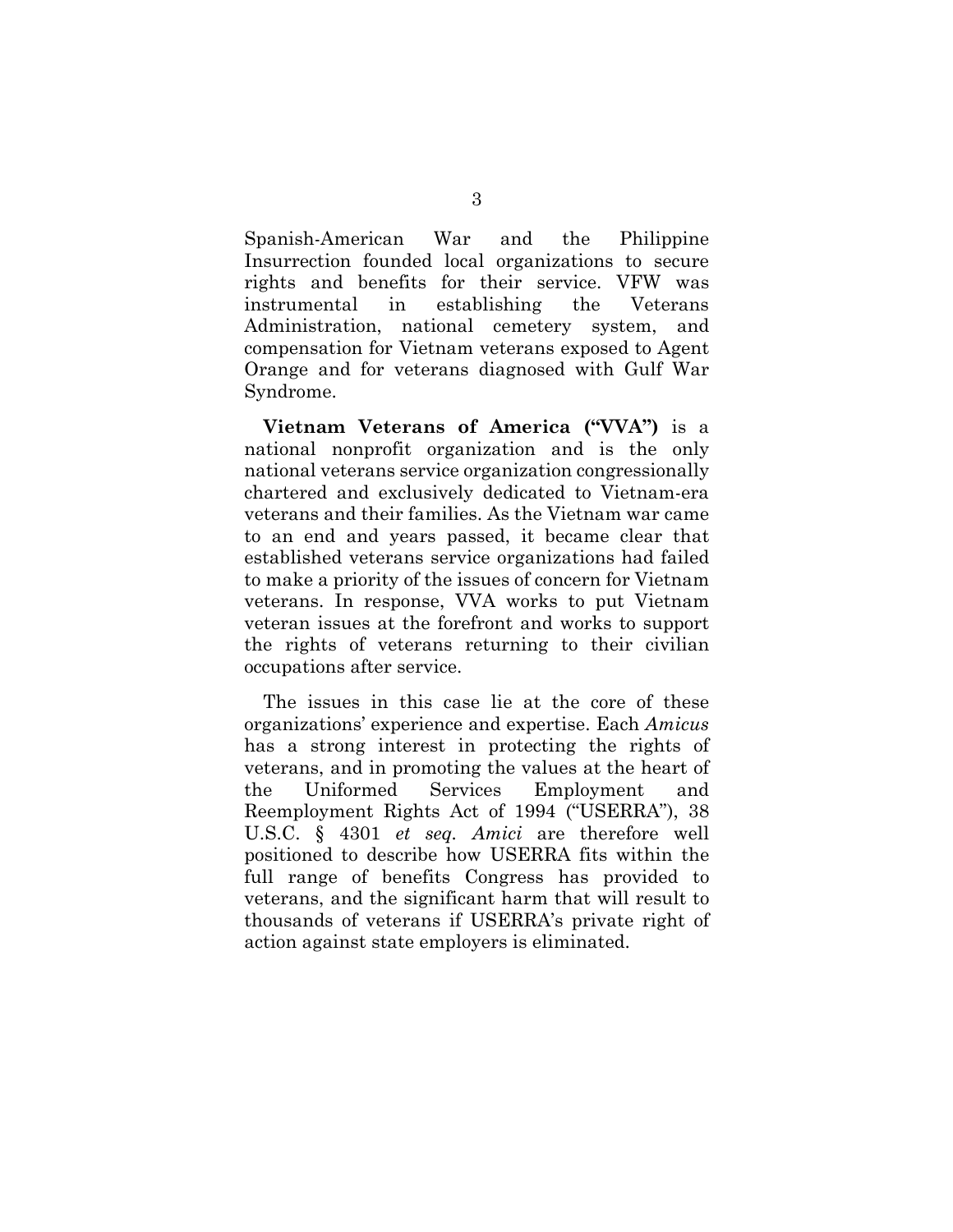Spanish-American War and the Philippine Insurrection founded local organizations to secure rights and benefits for their service. VFW was instrumental in establishing the Veterans Administration, national cemetery system, and compensation for Vietnam veterans exposed to Agent Orange and for veterans diagnosed with Gulf War Syndrome.

**Vietnam Veterans of America ("VVA")** is a national nonprofit organization and is the only national veterans service organization congressionally chartered and exclusively dedicated to Vietnam-era veterans and their families. As the Vietnam war came to an end and years passed, it became clear that established veterans service organizations had failed to make a priority of the issues of concern for Vietnam veterans. In response, VVA works to put Vietnam veteran issues at the forefront and works to support the rights of veterans returning to their civilian occupations after service.

The issues in this case lie at the core of these organizations' experience and expertise. Each *Amicus* has a strong interest in protecting the rights of veterans, and in promoting the values at the heart of the Uniformed Services Employment and Reemployment Rights Act of 1994 ("USERRA"), 38 U.S.C. § 4301 *et seq. Amici* are therefore well positioned to describe how USERRA fits within the full range of benefits Congress has provided to veterans, and the significant harm that will result to thousands of veterans if USERRA's private right of action against state employers is eliminated.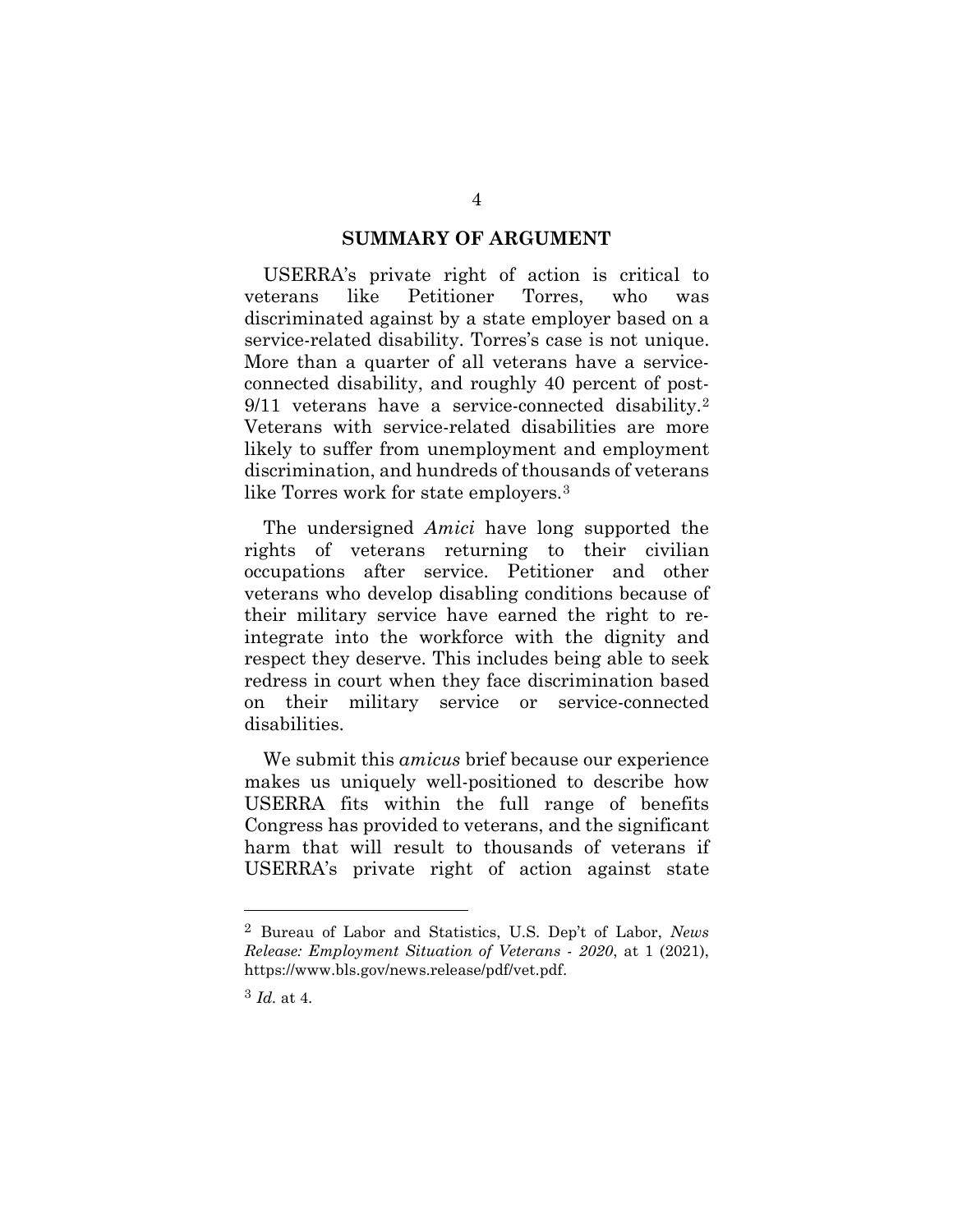## SUMMARY OF ARGUMENT

USERRA's private right of action is critical to veterans like Petitioner Torres, who was discriminated against by a state employer based on a service-related disability. Torres's case is not unique. More than a quarter of all veterans have a service-connected disability, and roughly 40 percent of post-9/11 veterans have a service-connected disability.[2] Veterans with service-related disabilities are more likely to suffer from unemployment and employment discrimination, and hundreds of thousands of veterans like Torres work for state employers.[3]

The undersigned *Amici* have long supported the rights of veterans returning to their civilian occupations after service. Petitioner and other veterans who develop disabling conditions because of their military service have earned the right to re-integrate into the workforce with the dignity and respect they deserve. This includes being able to seek redress in court when they face discrimination based on their military service or service-connected disabilities.

We submit this *amicus* brief because our experience makes us uniquely well-positioned to describe how USERRA fits within the full range of benefits Congress has provided to veterans, and the significant harm that will result to thousands of veterans if USERRA's private right of action against state

---

[2] Bureau of Labor and Statistics, U.S. Dep't of Labor, *News Release: Employment Situation of Veterans - 2020*, at 1 (2021), https://www.bls.gov/news.release/pdf/vet.pdf.

[3] *Id.* at 4.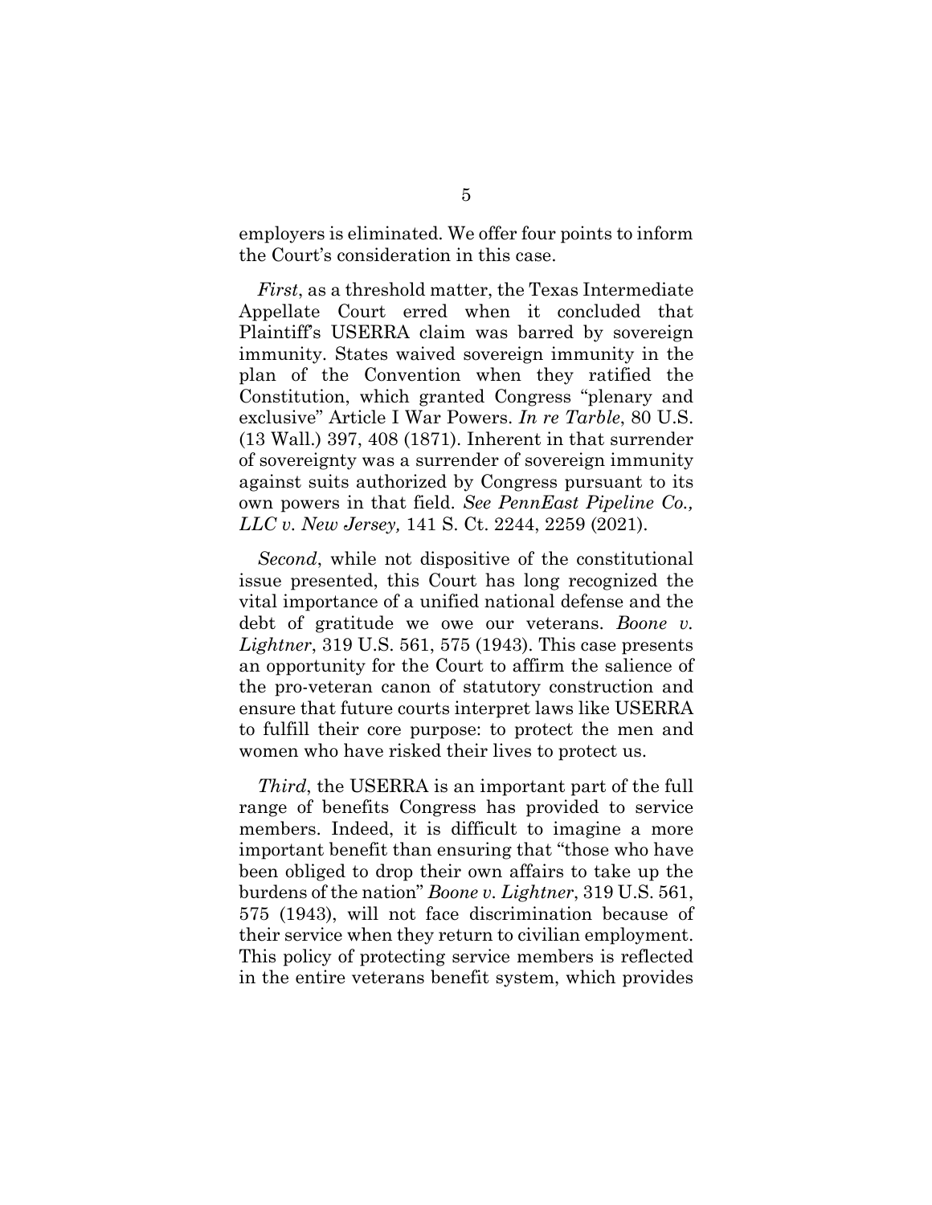employers is eliminated. We offer four points to inform the Court's consideration in this case.

*First*, as a threshold matter, the Texas Intermediate Appellate Court erred when it concluded that Plaintiff's USERRA claim was barred by sovereign immunity. States waived sovereign immunity in the plan of the Convention when they ratified the Constitution, which granted Congress "plenary and exclusive" Article I War Powers. *In re Tarble*, 80 U.S. (13 Wall.) 397, 408 (1871). Inherent in that surrender of sovereignty was a surrender of sovereign immunity against suits authorized by Congress pursuant to its own powers in that field. *See PennEast Pipeline Co., LLC v. New Jersey,* 141 S. Ct. 2244, 2259 (2021).

*Second*, while not dispositive of the constitutional issue presented, this Court has long recognized the vital importance of a unified national defense and the debt of gratitude we owe our veterans. *Boone v. Lightner*, 319 U.S. 561, 575 (1943). This case presents an opportunity for the Court to affirm the salience of the pro-veteran canon of statutory construction and ensure that future courts interpret laws like USERRA to fulfill their core purpose: to protect the men and women who have risked their lives to protect us.

*Third*, the USERRA is an important part of the full range of benefits Congress has provided to service members. Indeed, it is difficult to imagine a more important benefit than ensuring that "those who have been obliged to drop their own affairs to take up the burdens of the nation" *Boone v. Lightner*, 319 U.S. 561, 575 (1943), will not face discrimination because of their service when they return to civilian employment. This policy of protecting service members is reflected in the entire veterans benefit system, which provides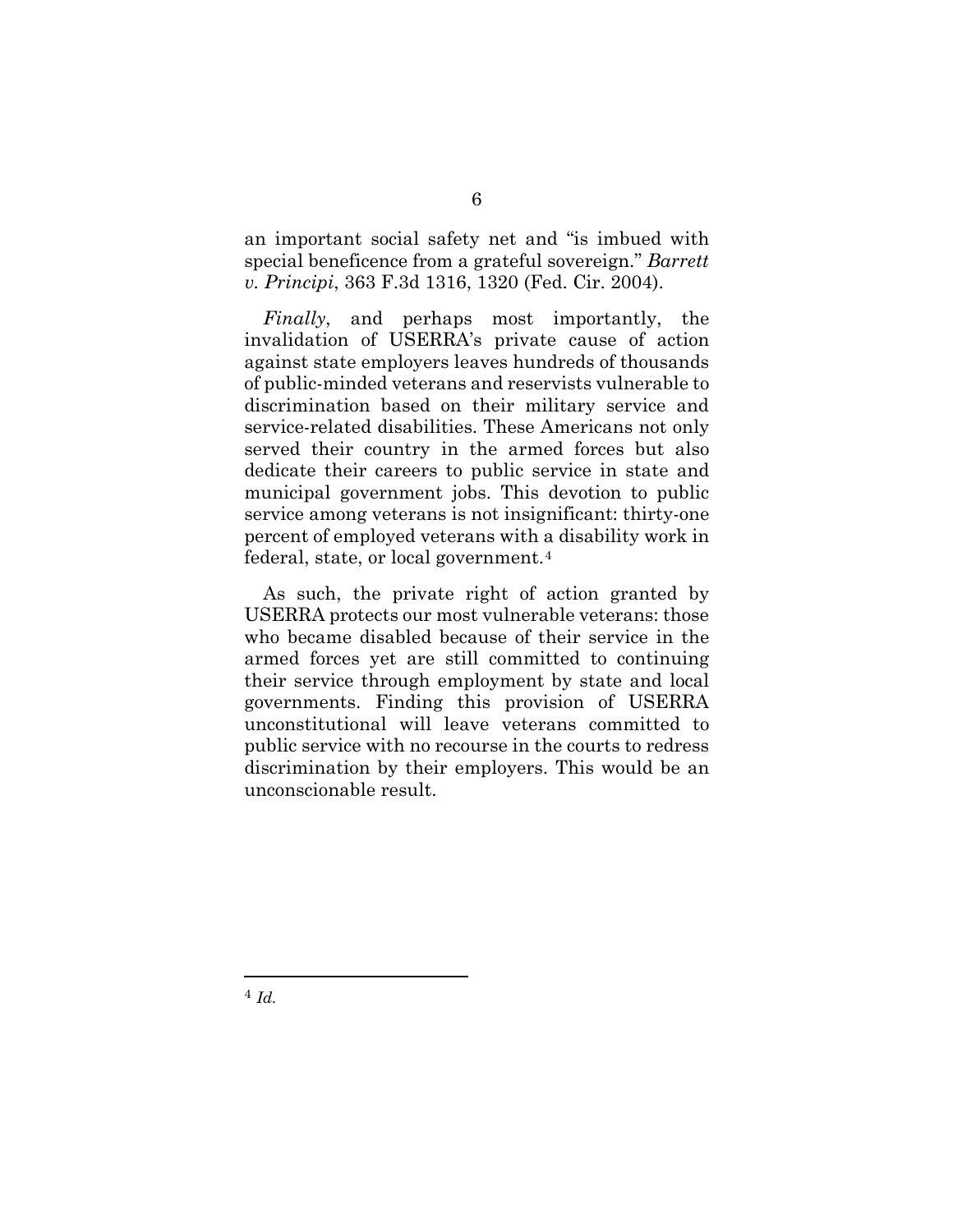an important social safety net and "is imbued with special beneficence from a grateful sovereign." *Barrett v. Principi*, 363 F.3d 1316, 1320 (Fed. Cir. 2004).

*Finally*, and perhaps most importantly, the invalidation of USERRA's private cause of action against state employers leaves hundreds of thousands of public-minded veterans and reservists vulnerable to discrimination based on their military service and service-related disabilities. These Americans not only served their country in the armed forces but also dedicate their careers to public service in state and municipal government jobs. This devotion to public service among veterans is not insignificant: thirty-one percent of employed veterans with a disability work in federal, state, or local government.[4]

As such, the private right of action granted by USERRA protects our most vulnerable veterans: those who became disabled because of their service in the armed forces yet are still committed to continuing their service through employment by state and local governments. Finding this provision of USERRA unconstitutional will leave veterans committed to public service with no recourse in the courts to redress discrimination by their employers. This would be an unconscionable result.

---

[4] *Id.*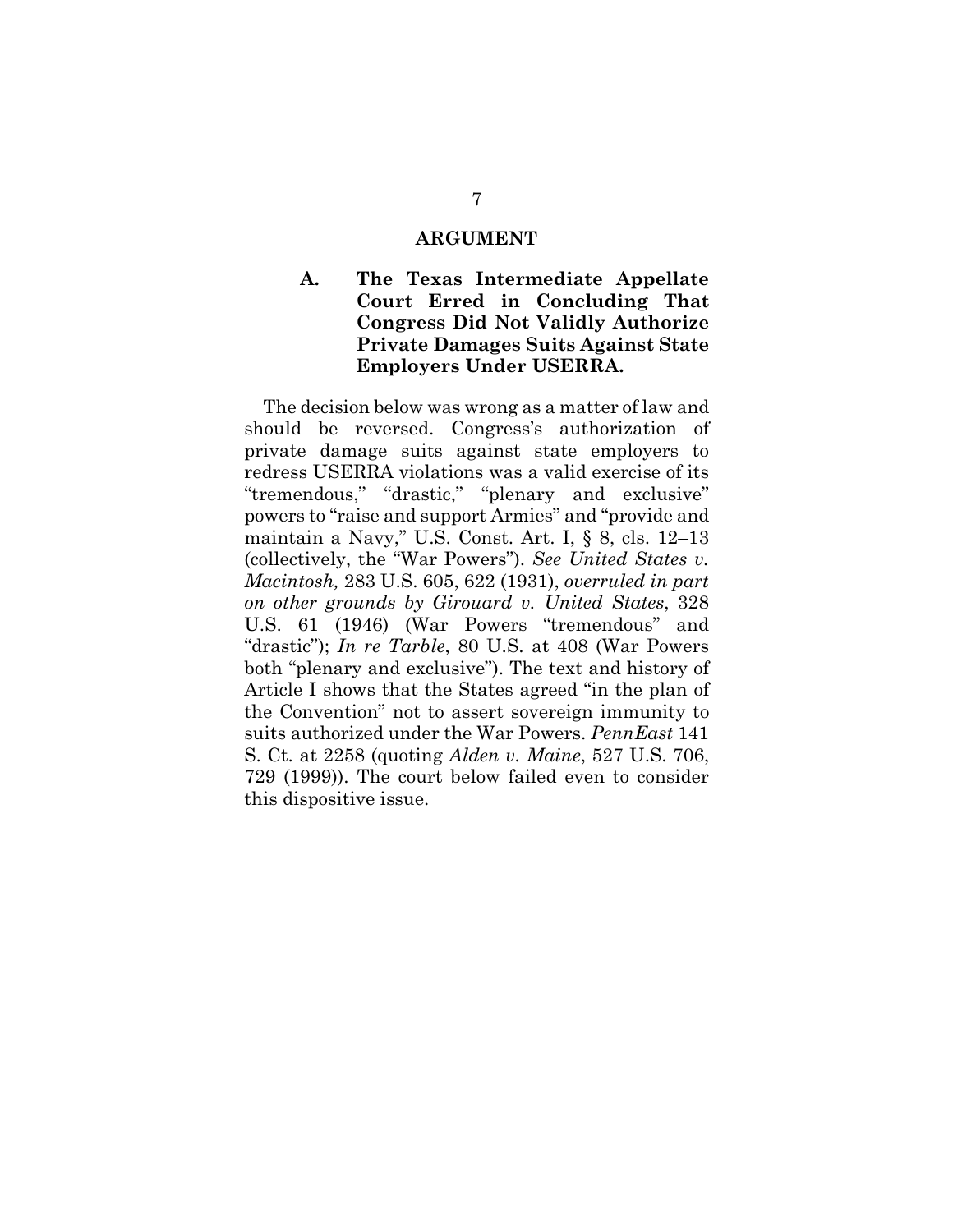## ARGUMENT

### A. The Texas Intermediate Appellate Court Erred in Concluding That Congress Did Not Validly Authorize Private Damages Suits Against State Employers Under USERRA.

The decision below was wrong as a matter of law and should be reversed. Congress's authorization of private damage suits against state employers to redress USERRA violations was a valid exercise of its "tremendous," "drastic," "plenary and exclusive" powers to "raise and support Armies" and "provide and maintain a Navy," U.S. Const. Art. I, § 8, cls. 12–13 (collectively, the "War Powers"). *See United States v. Macintosh,* 283 U.S. 605, 622 (1931), *overruled in part on other grounds by Girouard v. United States*, 328 U.S. 61 (1946) (War Powers "tremendous" and "drastic"); *In re Tarble*, 80 U.S. at 408 (War Powers both "plenary and exclusive"). The text and history of Article I shows that the States agreed "in the plan of the Convention" not to assert sovereign immunity to suits authorized under the War Powers. *PennEast* 141 S. Ct. at 2258 (quoting *Alden v. Maine*, 527 U.S. 706, 729 (1999)). The court below failed even to consider this dispositive issue.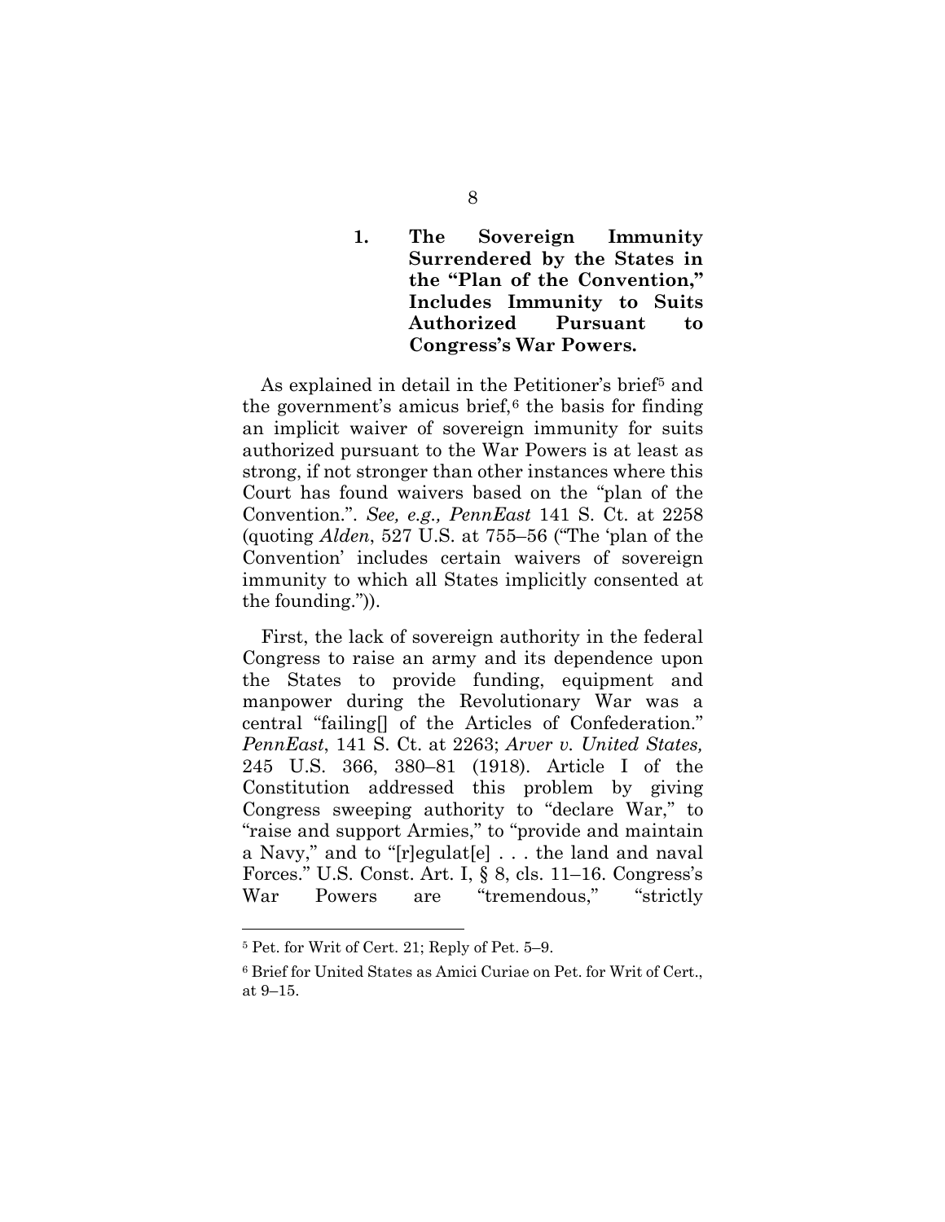### 1. The Sovereign Immunity Surrendered by the States in the "Plan of the Convention," Includes Immunity to Suits Authorized Pursuant to Congress's War Powers.

As explained in detail in the Petitioner's brief[5] and the government's amicus brief,[6] the basis for finding an implicit waiver of sovereign immunity for suits authorized pursuant to the War Powers is at least as strong, if not stronger than other instances where this Court has found waivers based on the "plan of the Convention.". *See, e.g., PennEast* 141 S. Ct. at 2258 (quoting *Alden*, 527 U.S. at 755–56 ("The 'plan of the Convention' includes certain waivers of sovereign immunity to which all States implicitly consented at the founding.")).

First, the lack of sovereign authority in the federal Congress to raise an army and its dependence upon the States to provide funding, equipment and manpower during the Revolutionary War was a central "failing[] of the Articles of Confederation." *PennEast*, 141 S. Ct. at 2263; *Arver v. United States,* 245 U.S. 366, 380–81 (1918). Article I of the Constitution addressed this problem by giving Congress sweeping authority to "declare War," to "raise and support Armies," to "provide and maintain a Navy," and to "[r]egulat[e] . . . the land and naval Forces." U.S. Const. Art. I, § 8, cls. 11–16. Congress's War Powers are "tremendous," "strictly

---

[5] Pet. for Writ of Cert. 21; Reply of Pet. 5–9.

[6] Brief for United States as Amici Curiae on Pet. for Writ of Cert., at 9–15.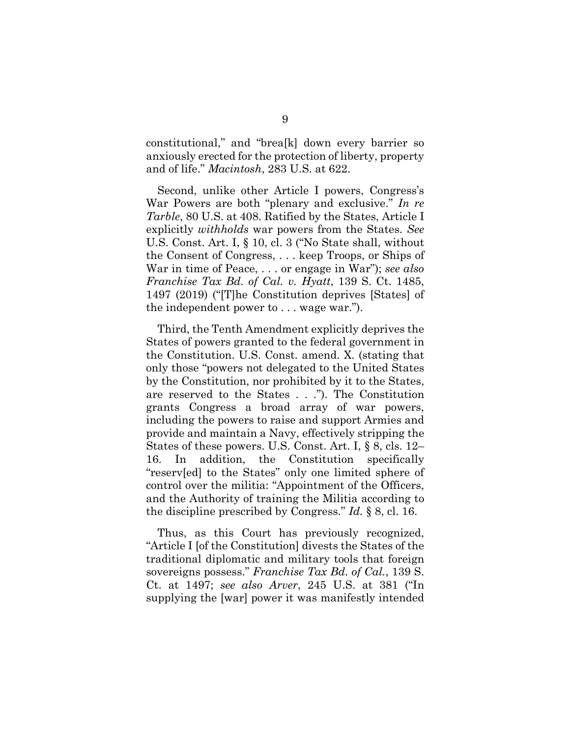constitutional," and "brea[k] down every barrier so anxiously erected for the protection of liberty, property and of life." *Macintosh*, 283 U.S. at 622.

Second, unlike other Article I powers, Congress's War Powers are both "plenary and exclusive." *In re Tarble*, 80 U.S. at 408. Ratified by the States, Article I explicitly *withholds* war powers from the States. *See* U.S. Const. Art. I, § 10, cl. 3 ("No State shall, without the Consent of Congress, . . . keep Troops, or Ships of War in time of Peace, . . . or engage in War"); *see also Franchise Tax Bd. of Cal. v. Hyatt*, 139 S. Ct. 1485, 1497 (2019) ("[T]he Constitution deprives [States] of the independent power to . . . wage war.").

Third, the Tenth Amendment explicitly deprives the States of powers granted to the federal government in the Constitution. U.S. Const. amend. X. (stating that only those "powers not delegated to the United States by the Constitution, nor prohibited by it to the States, are reserved to the States . . ."). The Constitution grants Congress a broad array of war powers, including the powers to raise and support Armies and provide and maintain a Navy, effectively stripping the States of these powers. U.S. Const. Art. I, § 8, cls. 12–16. In addition, the Constitution specifically "reserv[ed] to the States" only one limited sphere of control over the militia: "Appointment of the Officers, and the Authority of training the Militia according to the discipline prescribed by Congress." *Id.* § 8, cl. 16.

Thus, as this Court has previously recognized, "Article I [of the Constitution] divests the States of the traditional diplomatic and military tools that foreign sovereigns possess." *Franchise Tax Bd. of Cal.*, 139 S. Ct. at 1497; *see also Arver*, 245 U.S. at 381 ("In supplying the [war] power it was manifestly intended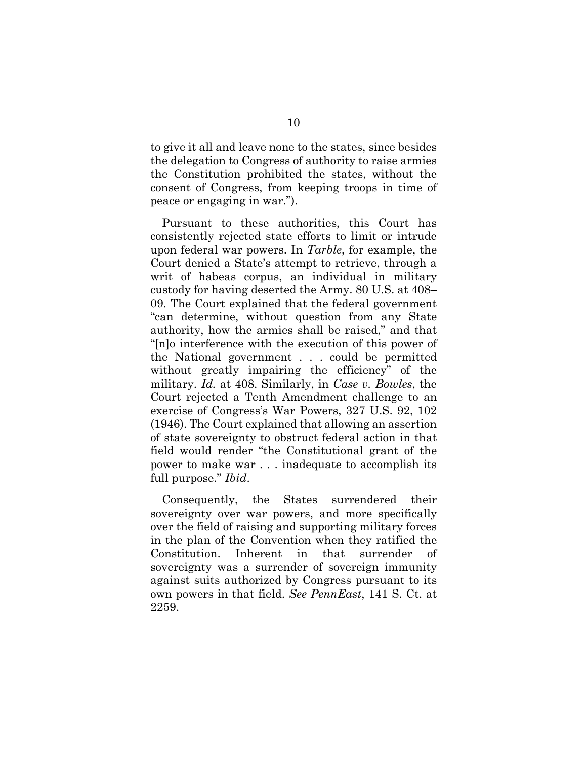to give it all and leave none to the states, since besides the delegation to Congress of authority to raise armies the Constitution prohibited the states, without the consent of Congress, from keeping troops in time of peace or engaging in war.").

Pursuant to these authorities, this Court has consistently rejected state efforts to limit or intrude upon federal war powers. In *Tarble*, for example, the Court denied a State's attempt to retrieve, through a writ of habeas corpus, an individual in military custody for having deserted the Army. 80 U.S. at 408–09. The Court explained that the federal government "can determine, without question from any State authority, how the armies shall be raised," and that "[n]o interference with the execution of this power of the National government . . . could be permitted without greatly impairing the efficiency" of the military. *Id.* at 408. Similarly, in *Case v. Bowles*, the Court rejected a Tenth Amendment challenge to an exercise of Congress's War Powers, 327 U.S. 92, 102 (1946). The Court explained that allowing an assertion of state sovereignty to obstruct federal action in that field would render "the Constitutional grant of the power to make war . . . inadequate to accomplish its full purpose." *Ibid*.

Consequently, the States surrendered their sovereignty over war powers, and more specifically over the field of raising and supporting military forces in the plan of the Convention when they ratified the Constitution. Inherent in that surrender of sovereignty was a surrender of sovereign immunity against suits authorized by Congress pursuant to its own powers in that field. *See PennEast*, 141 S. Ct. at 2259.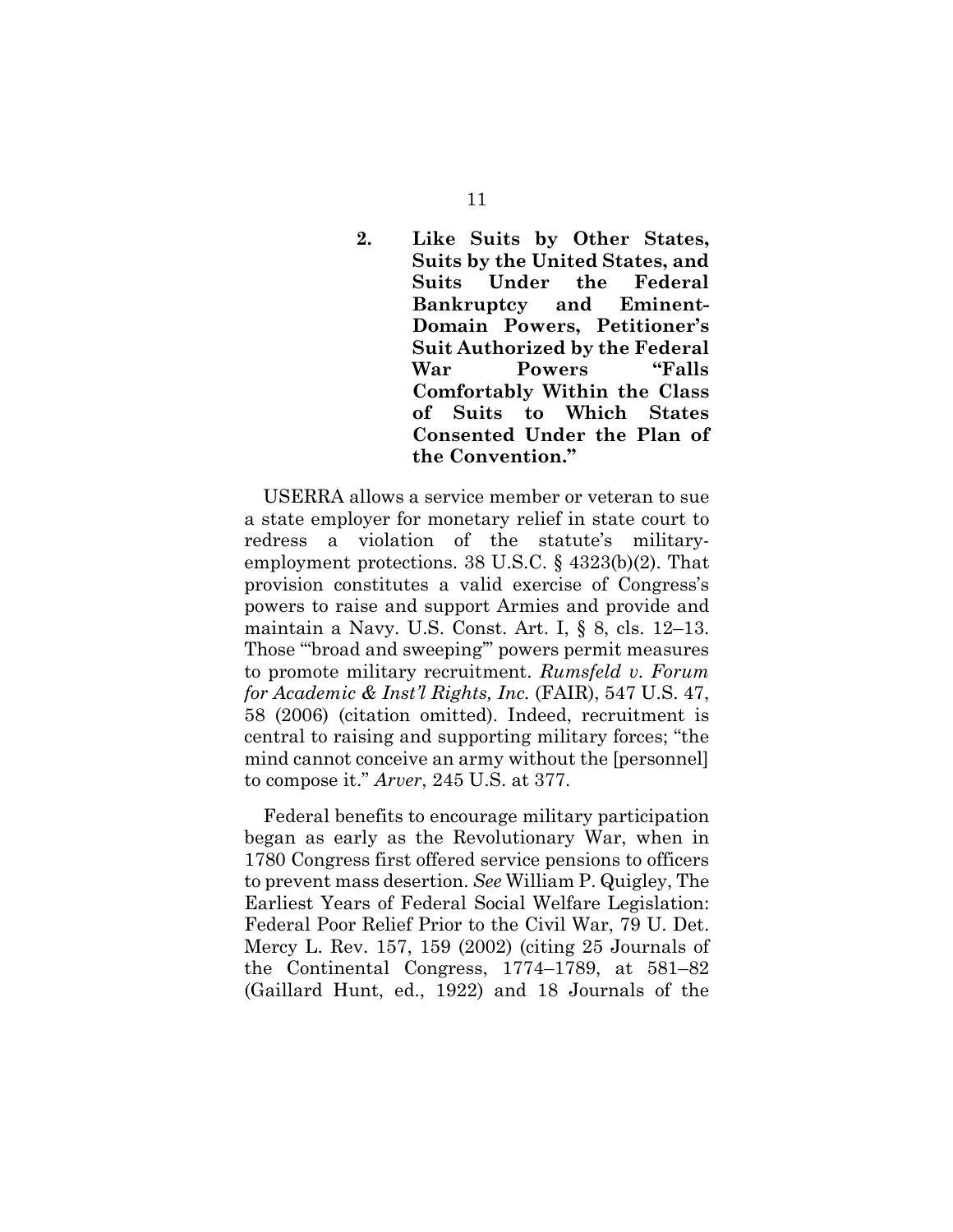### 2. Like Suits by Other States, Suits by the United States, and Suits Under the Federal Bankruptcy and Eminent-Domain Powers, Petitioner's Suit Authorized by the Federal War Powers "Falls Comfortably Within the Class of Suits to Which States Consented Under the Plan of the Convention."

USERRA allows a service member or veteran to sue a state employer for monetary relief in state court to redress a violation of the statute's military-employment protections. 38 U.S.C. § 4323(b)(2). That provision constitutes a valid exercise of Congress's powers to raise and support Armies and provide and maintain a Navy. U.S. Const. Art. I, § 8, cls. 12–13. Those "'broad and sweeping'" powers permit measures to promote military recruitment. *Rumsfeld v. Forum for Academic & Inst'l Rights, Inc.* (FAIR), 547 U.S. 47, 58 (2006) (citation omitted). Indeed, recruitment is central to raising and supporting military forces; "the mind cannot conceive an army without the [personnel] to compose it." *Arver*, 245 U.S. at 377.

Federal benefits to encourage military participation began as early as the Revolutionary War, when in 1780 Congress first offered service pensions to officers to prevent mass desertion. *See* William P. Quigley, The Earliest Years of Federal Social Welfare Legislation: Federal Poor Relief Prior to the Civil War, 79 U. Det. Mercy L. Rev. 157, 159 (2002) (citing 25 Journals of the Continental Congress, 1774–1789, at 581–82 (Gaillard Hunt, ed., 1922) and 18 Journals of the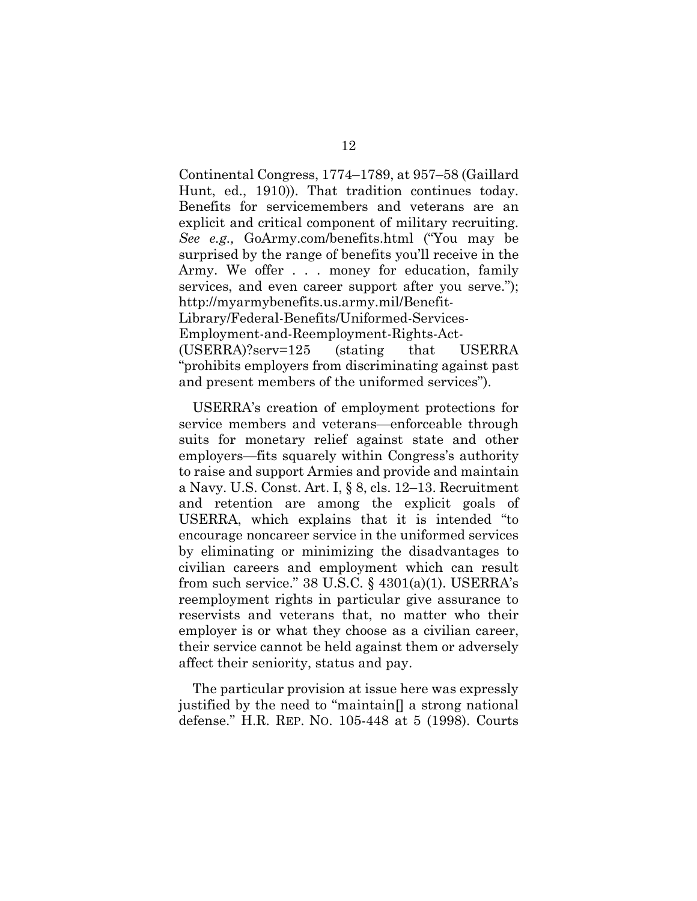Continental Congress, 1774–1789, at 957–58 (Gaillard Hunt, ed., 1910)). That tradition continues today. Benefits for servicemembers and veterans are an explicit and critical component of military recruiting. *See e.g.,* GoArmy.com/benefits.html ("You may be surprised by the range of benefits you'll receive in the Army. We offer . . . money for education, family services, and even career support after you serve."); http://myarmybenefits.us.army.mil/Benefit-Library/Federal-Benefits/Uniformed-Services-Employment-and-Reemployment-Rights-Act-(USERRA)?serv=125 (stating that USERRA "prohibits employers from discriminating against past and present members of the uniformed services").

USERRA's creation of employment protections for service members and veterans—enforceable through suits for monetary relief against state and other employers—fits squarely within Congress's authority to raise and support Armies and provide and maintain a Navy. U.S. Const. Art. I, § 8, cls. 12–13. Recruitment and retention are among the explicit goals of USERRA, which explains that it is intended "to encourage noncareer service in the uniformed services by eliminating or minimizing the disadvantages to civilian careers and employment which can result from such service." 38 U.S.C. § 4301(a)(1). USERRA's reemployment rights in particular give assurance to reservists and veterans that, no matter who their employer is or what they choose as a civilian career, their service cannot be held against them or adversely affect their seniority, status and pay.

The particular provision at issue here was expressly justified by the need to "maintain[] a strong national defense." H.R. REP. NO. 105-448 at 5 (1998). Courts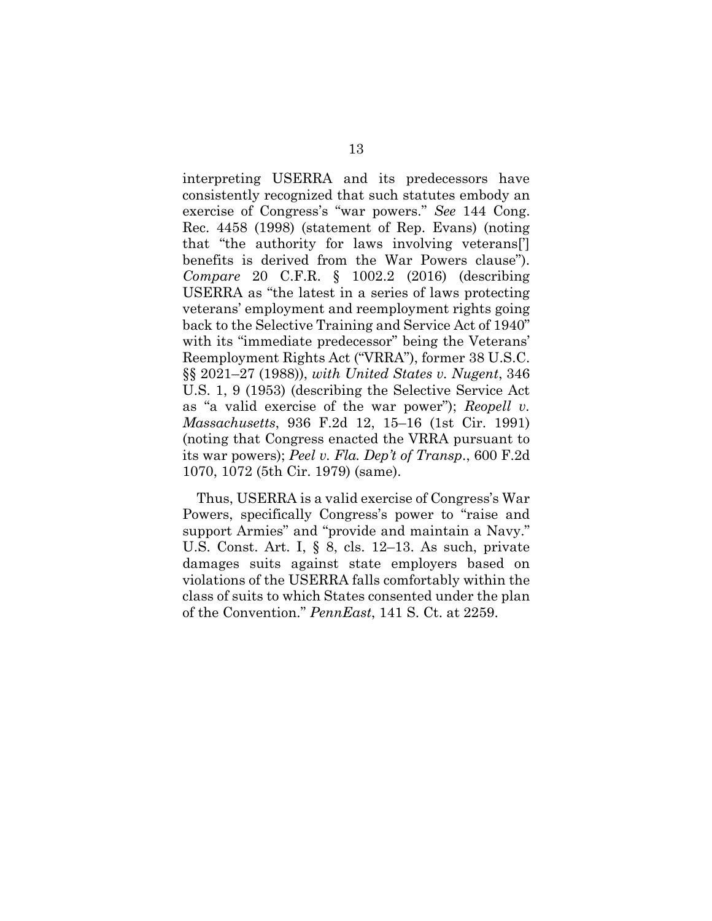interpreting USERRA and its predecessors have consistently recognized that such statutes embody an exercise of Congress's "war powers." *See* 144 Cong. Rec. 4458 (1998) (statement of Rep. Evans) (noting that "the authority for laws involving veterans['] benefits is derived from the War Powers clause"). *Compare* 20 C.F.R. § 1002.2 (2016) (describing USERRA as "the latest in a series of laws protecting veterans' employment and reemployment rights going back to the Selective Training and Service Act of 1940" with its "immediate predecessor" being the Veterans' Reemployment Rights Act ("VRRA"), former 38 U.S.C. §§ 2021–27 (1988)), *with United States v. Nugent*, 346 U.S. 1, 9 (1953) (describing the Selective Service Act as "a valid exercise of the war power"); *Reopell v. Massachusetts*, 936 F.2d 12, 15–16 (1st Cir. 1991) (noting that Congress enacted the VRRA pursuant to its war powers); *Peel v. Fla. Dep't of Transp.*, 600 F.2d 1070, 1072 (5th Cir. 1979) (same).

Thus, USERRA is a valid exercise of Congress's War Powers, specifically Congress's power to "raise and support Armies" and "provide and maintain a Navy." U.S. Const. Art. I, § 8, cls. 12–13. As such, private damages suits against state employers based on violations of the USERRA falls comfortably within the class of suits to which States consented under the plan of the Convention." *PennEast*, 141 S. Ct. at 2259.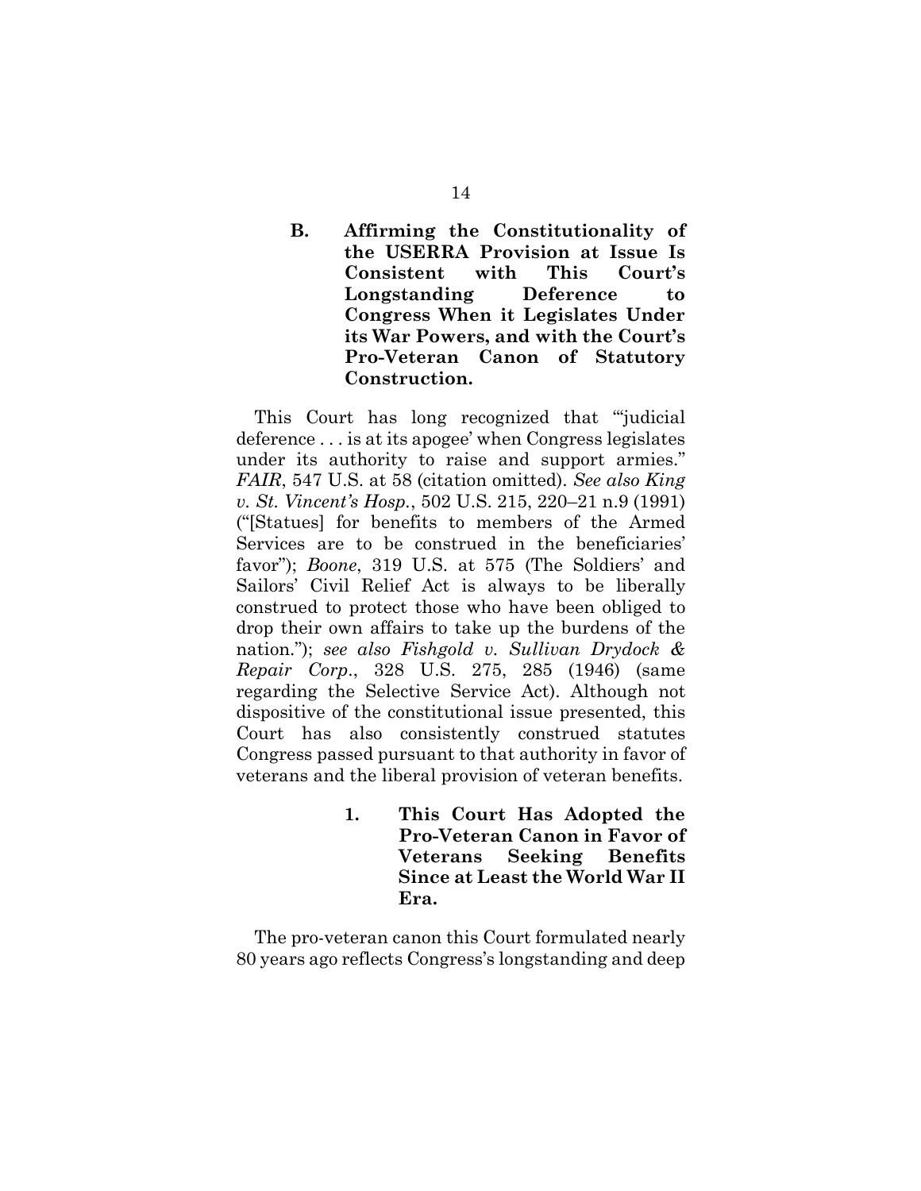### B. Affirming the Constitutionality of the USERRA Provision at Issue Is Consistent with This Court's Longstanding Deference to Congress When it Legislates Under its War Powers, and with the Court's Pro-Veteran Canon of Statutory Construction.

This Court has long recognized that "'judicial deference . . . is at its apogee' when Congress legislates under its authority to raise and support armies." *FAIR*, 547 U.S. at 58 (citation omitted). *See also King v. St. Vincent's Hosp.*, 502 U.S. 215, 220–21 n.9 (1991) ("[Statues] for benefits to members of the Armed Services are to be construed in the beneficiaries' favor"); *Boone*, 319 U.S. at 575 (The Soldiers' and Sailors' Civil Relief Act is always to be liberally construed to protect those who have been obliged to drop their own affairs to take up the burdens of the nation."); *see also Fishgold v. Sullivan Drydock & Repair Corp.*, 328 U.S. 275, 285 (1946) (same regarding the Selective Service Act). Although not dispositive of the constitutional issue presented, this Court has also consistently construed statutes Congress passed pursuant to that authority in favor of veterans and the liberal provision of veteran benefits.

#### 1. This Court Has Adopted the Pro-Veteran Canon in Favor of Veterans Seeking Benefits Since at Least the World War II Era.

The pro-veteran canon this Court formulated nearly 80 years ago reflects Congress's longstanding and deep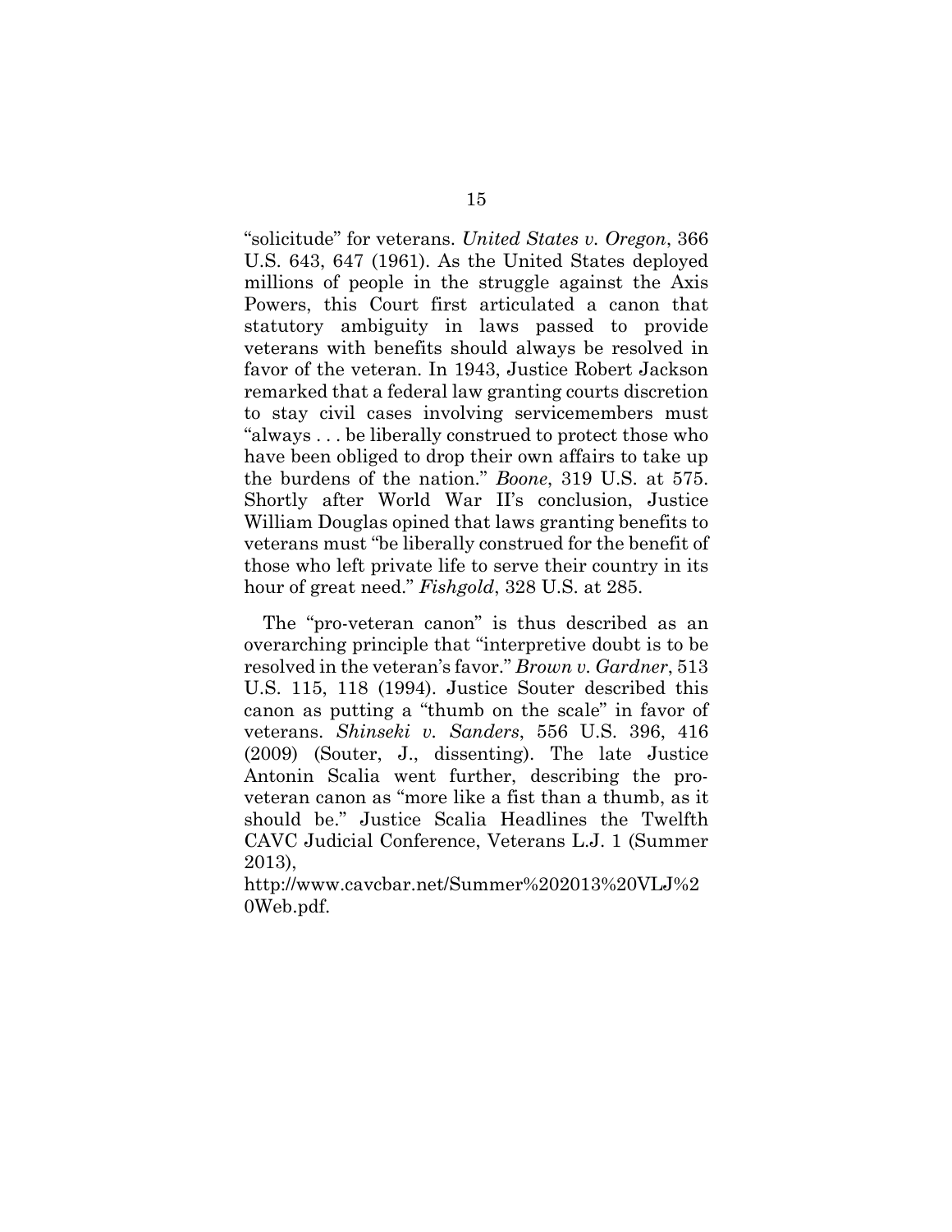"solicitude" for veterans. *United States v. Oregon*, 366 U.S. 643, 647 (1961). As the United States deployed millions of people in the struggle against the Axis Powers, this Court first articulated a canon that statutory ambiguity in laws passed to provide veterans with benefits should always be resolved in favor of the veteran. In 1943, Justice Robert Jackson remarked that a federal law granting courts discretion to stay civil cases involving servicemembers must "always . . . be liberally construed to protect those who have been obliged to drop their own affairs to take up the burdens of the nation." *Boone*, 319 U.S. at 575. Shortly after World War II's conclusion, Justice William Douglas opined that laws granting benefits to veterans must "be liberally construed for the benefit of those who left private life to serve their country in its hour of great need." *Fishgold*, 328 U.S. at 285.

The "pro-veteran canon" is thus described as an overarching principle that "interpretive doubt is to be resolved in the veteran's favor." *Brown v. Gardner*, 513 U.S. 115, 118 (1994). Justice Souter described this canon as putting a "thumb on the scale" in favor of veterans. *Shinseki v. Sanders*, 556 U.S. 396, 416 (2009) (Souter, J., dissenting). The late Justice Antonin Scalia went further, describing the pro-veteran canon as "more like a fist than a thumb, as it should be." Justice Scalia Headlines the Twelfth CAVC Judicial Conference, Veterans L.J. 1 (Summer 2013), http://www.cavcbar.net/Summer%202013%20VLJ%20Web.pdf.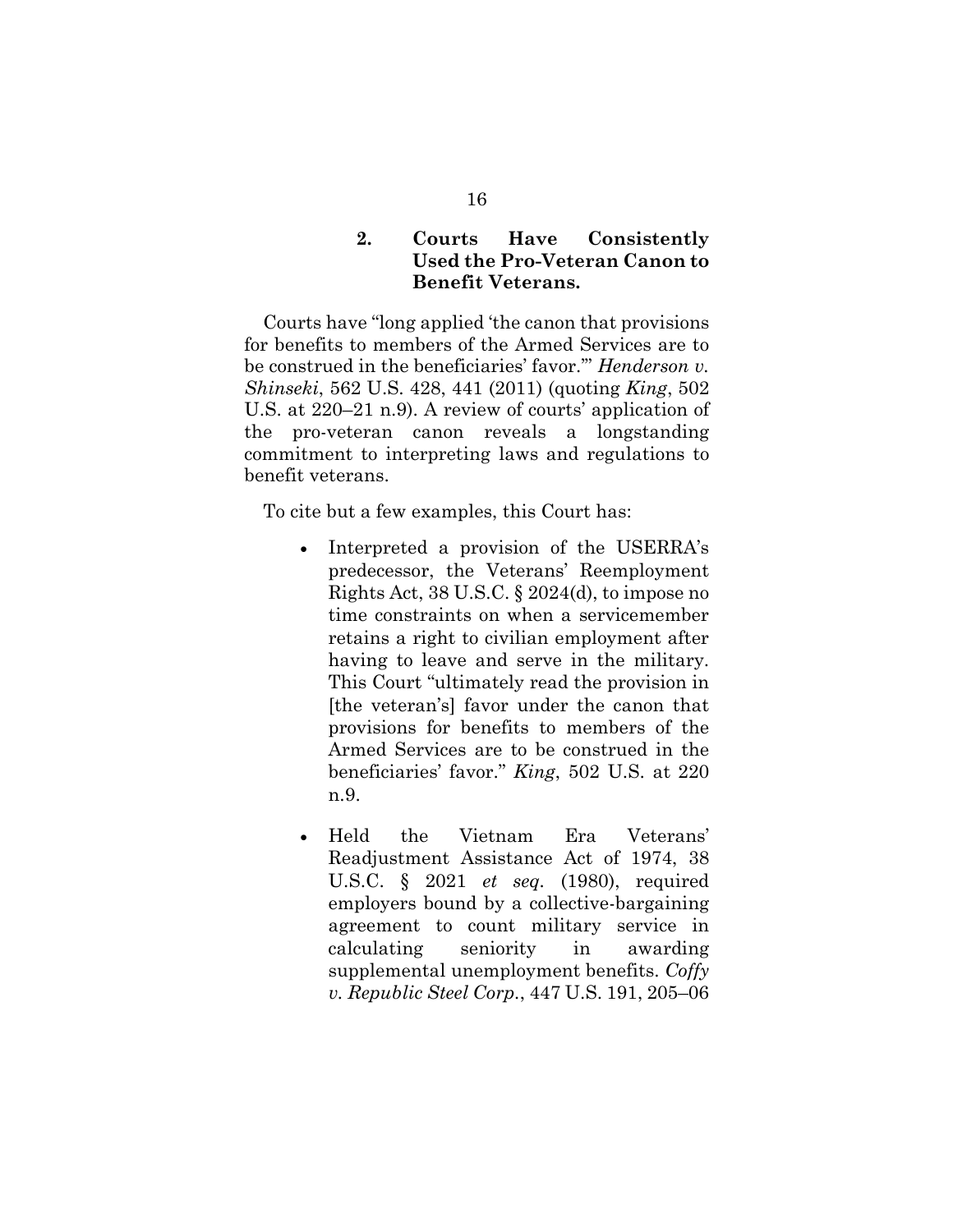### 2. Courts Have Consistently Used the Pro-Veteran Canon to Benefit Veterans.

Courts have "long applied 'the canon that provisions for benefits to members of the Armed Services are to be construed in the beneficiaries' favor.'" *Henderson v. Shinseki*, 562 U.S. 428, 441 (2011) (quoting *King*, 502 U.S. at 220–21 n.9). A review of courts' application of the pro-veteran canon reveals a longstanding commitment to interpreting laws and regulations to benefit veterans.

To cite but a few examples, this Court has:

- Interpreted a provision of the USERRA's predecessor, the Veterans' Reemployment Rights Act, 38 U.S.C. § 2024(d), to impose no time constraints on when a servicemember retains a right to civilian employment after having to leave and serve in the military. This Court "ultimately read the provision in [the veteran's] favor under the canon that provisions for benefits to members of the Armed Services are to be construed in the beneficiaries' favor." *King*, 502 U.S. at 220 n.9.

- Held the Vietnam Era Veterans' Readjustment Assistance Act of 1974, 38 U.S.C. § 2021 *et seq.* (1980), required employers bound by a collective-bargaining agreement to count military service in calculating seniority in awarding supplemental unemployment benefits. *Coffy v. Republic Steel Corp.*, 447 U.S. 191, 205–06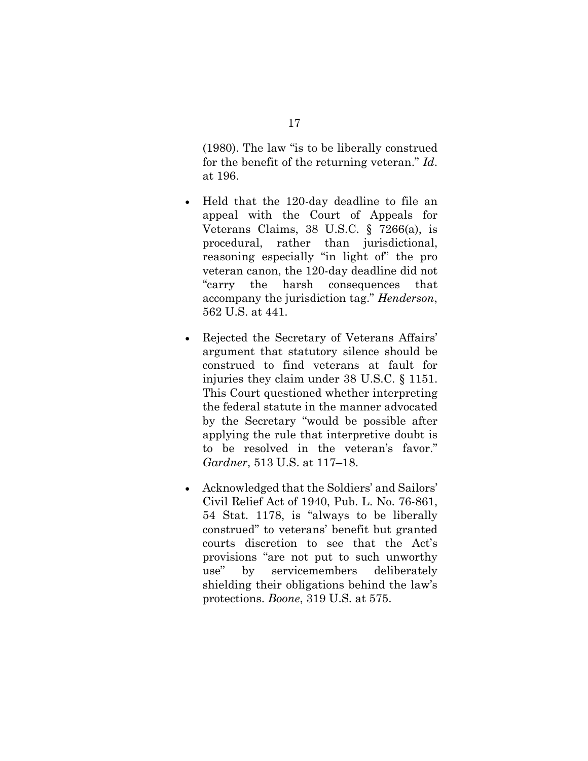(1980). The law "is to be liberally construed for the benefit of the returning veteran." *Id*. at 196.

- Held that the 120-day deadline to file an appeal with the Court of Appeals for Veterans Claims, 38 U.S.C. § 7266(a), is procedural, rather than jurisdictional, reasoning especially "in light of" the pro veteran canon, the 120-day deadline did not "carry the harsh consequences that accompany the jurisdiction tag." *Henderson*, 562 U.S. at 441.

- Rejected the Secretary of Veterans Affairs' argument that statutory silence should be construed to find veterans at fault for injuries they claim under 38 U.S.C. § 1151. This Court questioned whether interpreting the federal statute in the manner advocated by the Secretary "would be possible after applying the rule that interpretive doubt is to be resolved in the veteran's favor." *Gardner*, 513 U.S. at 117–18.

- Acknowledged that the Soldiers' and Sailors' Civil Relief Act of 1940, Pub. L. No. 76-861, 54 Stat. 1178, is "always to be liberally construed" to veterans' benefit but granted courts discretion to see that the Act's provisions "are not put to such unworthy use" by servicemembers deliberately shielding their obligations behind the law's protections. *Boone*, 319 U.S. at 575.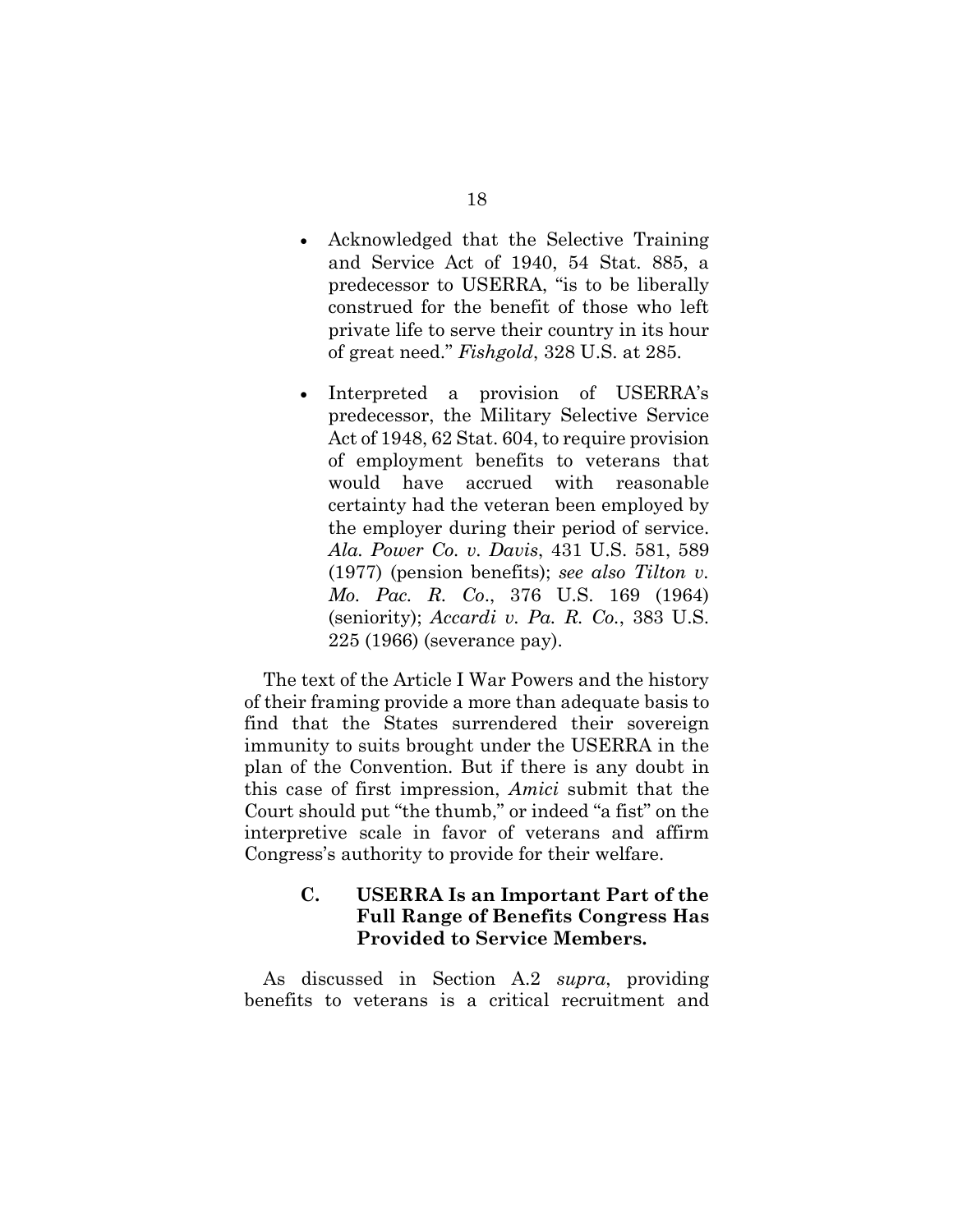- Acknowledged that the Selective Training and Service Act of 1940, 54 Stat. 885, a predecessor to USERRA, "is to be liberally construed for the benefit of those who left private life to serve their country in its hour of great need." *Fishgold*, 328 U.S. at 285.

- Interpreted a provision of USERRA's predecessor, the Military Selective Service Act of 1948, 62 Stat. 604, to require provision of employment benefits to veterans that would have accrued with reasonable certainty had the veteran been employed by the employer during their period of service. *Ala. Power Co. v. Davis*, 431 U.S. 581, 589 (1977) (pension benefits); *see also Tilton v. Mo. Pac. R. Co.*, 376 U.S. 169 (1964) (seniority); *Accardi v. Pa. R. Co.*, 383 U.S. 225 (1966) (severance pay).

The text of the Article I War Powers and the history of their framing provide a more than adequate basis to find that the States surrendered their sovereign immunity to suits brought under the USERRA in the plan of the Convention. But if there is any doubt in this case of first impression, *Amici* submit that the Court should put "the thumb," or indeed "a fist" on the interpretive scale in favor of veterans and affirm Congress's authority to provide for their welfare.

### C. USERRA Is an Important Part of the Full Range of Benefits Congress Has Provided to Service Members.

As discussed in Section A.2 *supra*, providing benefits to veterans is a critical recruitment and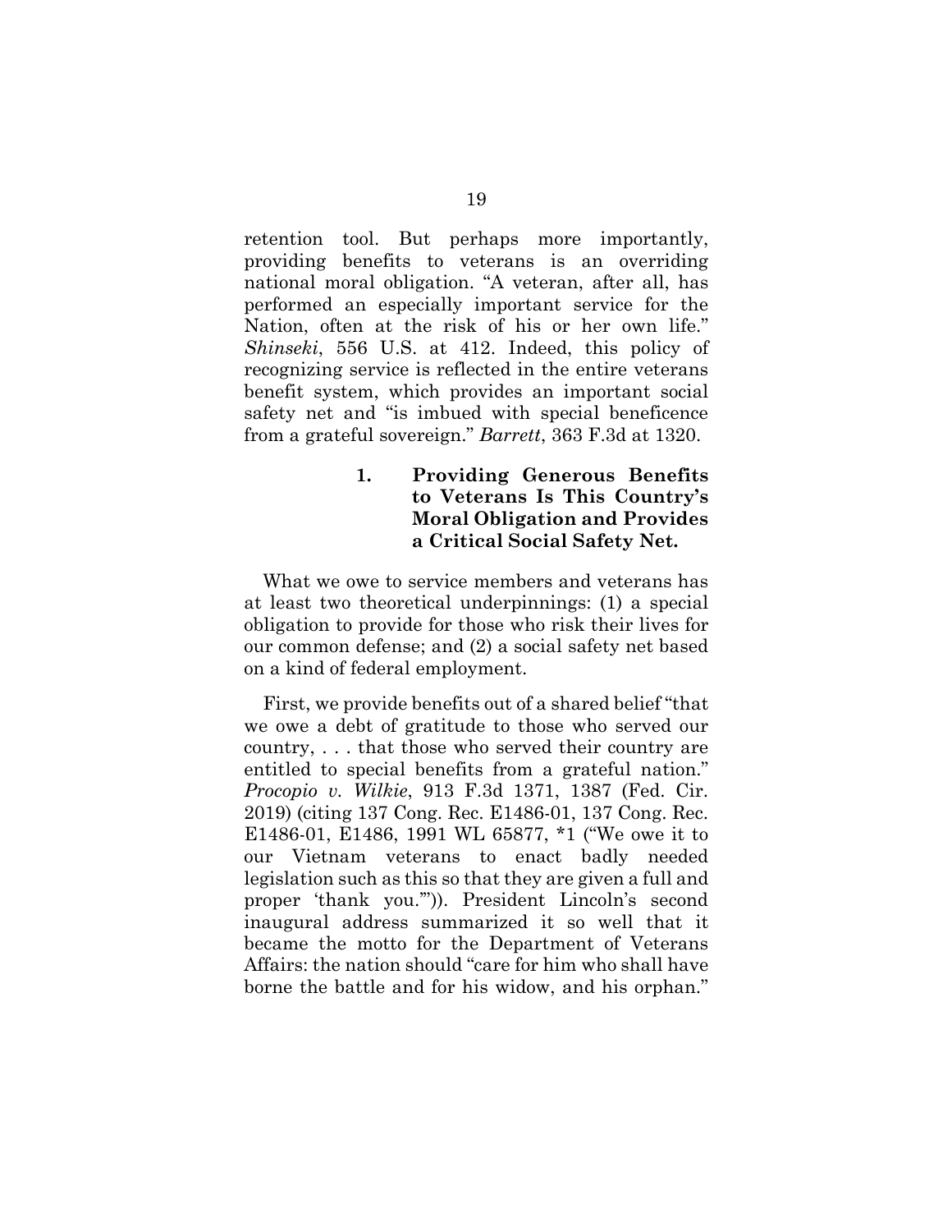retention tool. But perhaps more importantly, providing benefits to veterans is an overriding national moral obligation. "A veteran, after all, has performed an especially important service for the Nation, often at the risk of his or her own life." *Shinseki*, 556 U.S. at 412. Indeed, this policy of recognizing service is reflected in the entire veterans benefit system, which provides an important social safety net and "is imbued with special beneficence from a grateful sovereign." *Barrett*, 363 F.3d at 1320.

### 1. Providing Generous Benefits to Veterans Is This Country's Moral Obligation and Provides a Critical Social Safety Net.

What we owe to service members and veterans has at least two theoretical underpinnings: (1) a special obligation to provide for those who risk their lives for our common defense; and (2) a social safety net based on a kind of federal employment.

First, we provide benefits out of a shared belief "that we owe a debt of gratitude to those who served our country, . . . that those who served their country are entitled to special benefits from a grateful nation." *Procopio v. Wilkie*, 913 F.3d 1371, 1387 (Fed. Cir. 2019) (citing 137 Cong. Rec. E1486-01, 137 Cong. Rec. E1486-01, E1486, 1991 WL 65877, *1 ("We owe it to our Vietnam veterans to enact badly needed legislation such as this so that they are given a full and proper 'thank you.'")). President Lincoln's second inaugural address summarized it so well that it became the motto for the Department of Veterans Affairs: the nation should "care for him who shall have borne the battle and for his widow, and his orphan."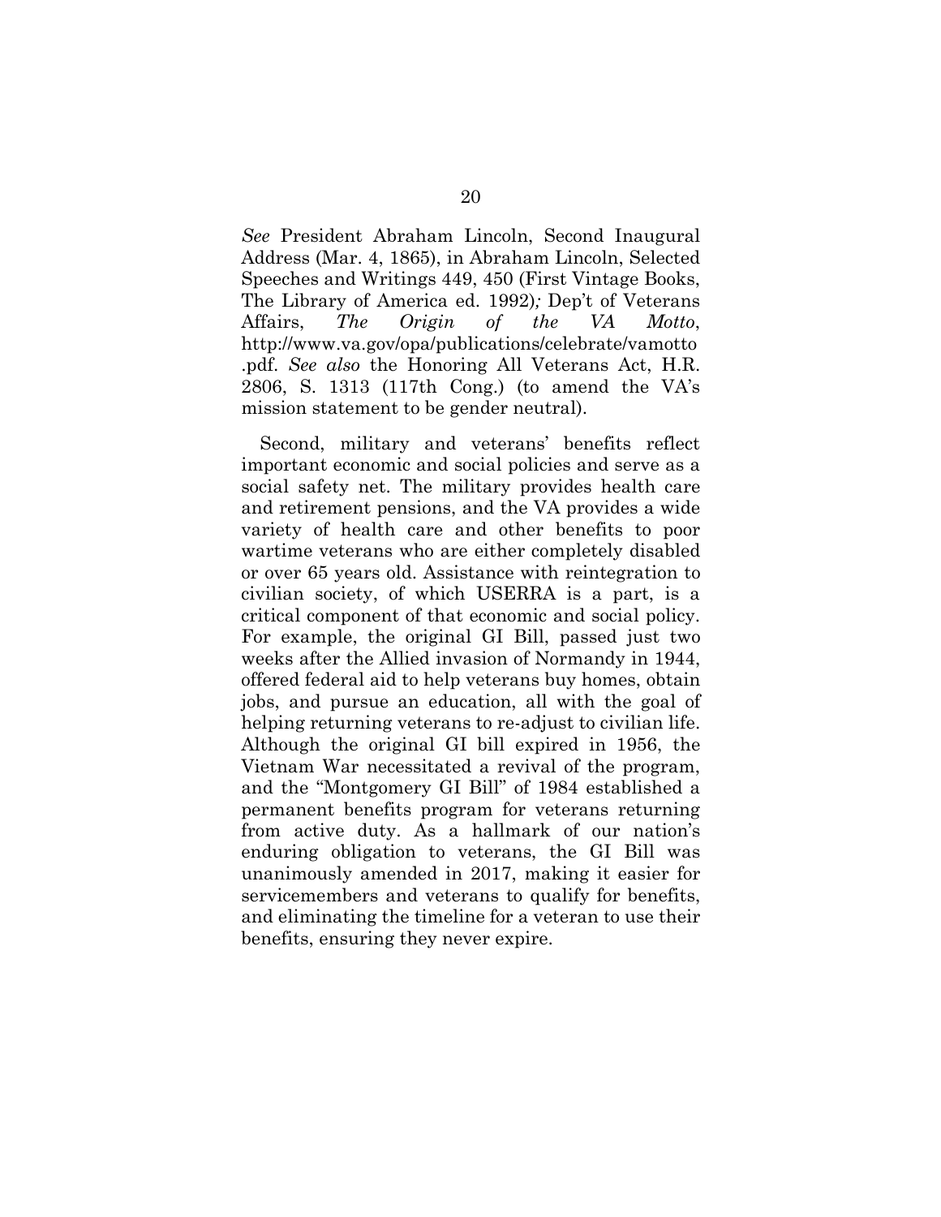*See* President Abraham Lincoln, Second Inaugural Address (Mar. 4, 1865), in Abraham Lincoln, Selected Speeches and Writings 449, 450 (First Vintage Books, The Library of America ed. 1992)*;* Dep't of Veterans Affairs, *The Origin of the VA Motto*, http://www.va.gov/opa/publications/celebrate/vamotto .pdf. *See also* the Honoring All Veterans Act, H.R. 2806, S. 1313 (117th Cong.) (to amend the VA's mission statement to be gender neutral).

Second, military and veterans' benefits reflect important economic and social policies and serve as a social safety net. The military provides health care and retirement pensions, and the VA provides a wide variety of health care and other benefits to poor wartime veterans who are either completely disabled or over 65 years old. Assistance with reintegration to civilian society, of which USERRA is a part, is a critical component of that economic and social policy. For example, the original GI Bill, passed just two weeks after the Allied invasion of Normandy in 1944, offered federal aid to help veterans buy homes, obtain jobs, and pursue an education, all with the goal of helping returning veterans to re-adjust to civilian life. Although the original GI bill expired in 1956, the Vietnam War necessitated a revival of the program, and the "Montgomery GI Bill" of 1984 established a permanent benefits program for veterans returning from active duty. As a hallmark of our nation's enduring obligation to veterans, the GI Bill was unanimously amended in 2017, making it easier for servicemembers and veterans to qualify for benefits, and eliminating the timeline for a veteran to use their benefits, ensuring they never expire.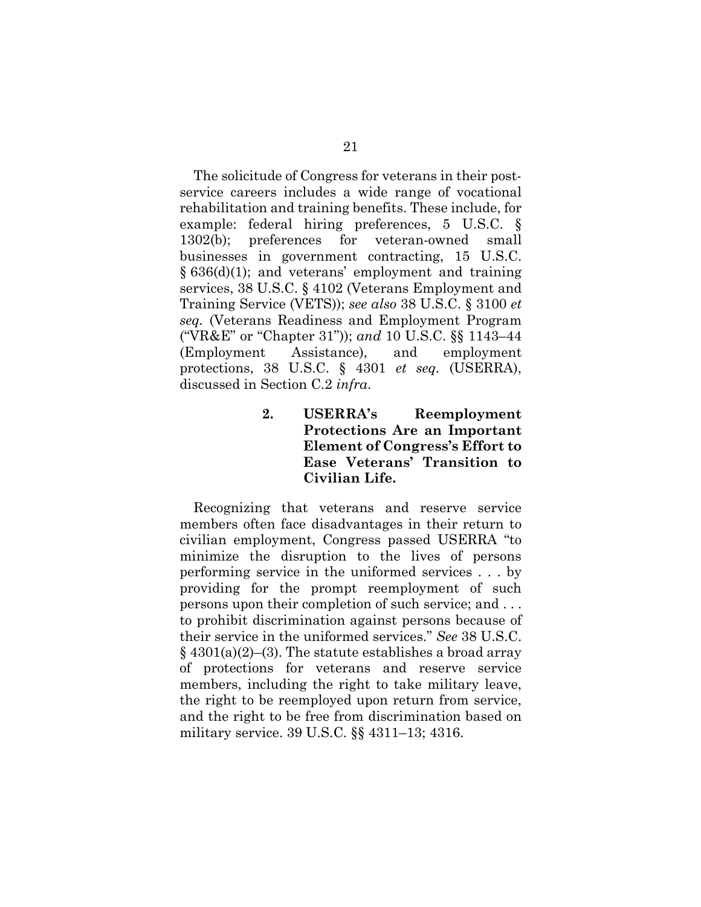The solicitude of Congress for veterans in their post-service careers includes a wide range of vocational rehabilitation and training benefits. These include, for example: federal hiring preferences, 5 U.S.C. § 1302(b); preferences for veteran-owned small businesses in government contracting, 15 U.S.C. § 636(d)(1); and veterans' employment and training services, 38 U.S.C. § 4102 (Veterans Employment and Training Service (VETS)); *see also* 38 U.S.C. § 3100 *et seq.* (Veterans Readiness and Employment Program ("VR&E" or "Chapter 31")); *and* 10 U.S.C. §§ 1143–44 (Employment Assistance), and employment protections, 38 U.S.C. § 4301 *et seq.* (USERRA), discussed in Section C.2 *infra*.

### 2. USERRA's Reemployment Protections Are an Important Element of Congress's Effort to Ease Veterans' Transition to Civilian Life.

Recognizing that veterans and reserve service members often face disadvantages in their return to civilian employment, Congress passed USERRA "to minimize the disruption to the lives of persons performing service in the uniformed services . . . by providing for the prompt reemployment of such persons upon their completion of such service; and . . . to prohibit discrimination against persons because of their service in the uniformed services." *See* 38 U.S.C. § 4301(a)(2)–(3). The statute establishes a broad array of protections for veterans and reserve service members, including the right to take military leave, the right to be reemployed upon return from service, and the right to be free from discrimination based on military service. 39 U.S.C. §§ 4311–13; 4316.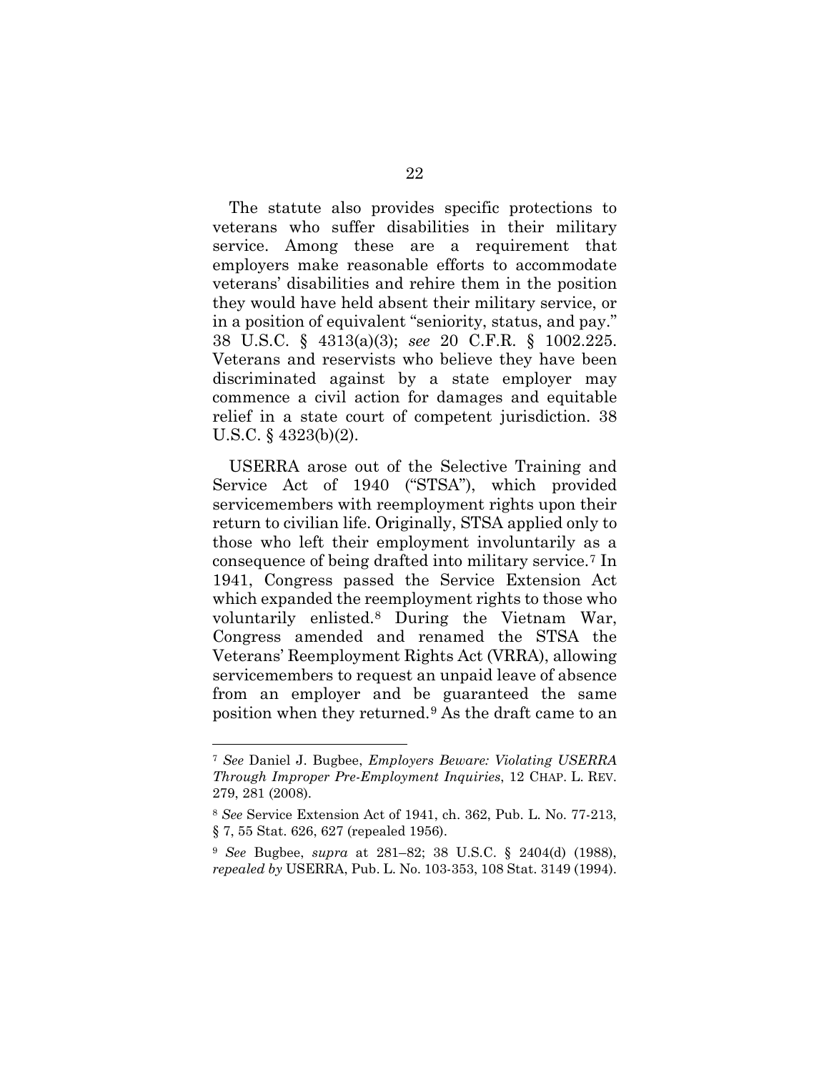The statute also provides specific protections to veterans who suffer disabilities in their military service. Among these are a requirement that employers make reasonable efforts to accommodate veterans' disabilities and rehire them in the position they would have held absent their military service, or in a position of equivalent "seniority, status, and pay." 38 U.S.C. § 4313(a)(3); *see* 20 C.F.R. § 1002.225. Veterans and reservists who believe they have been discriminated against by a state employer may commence a civil action for damages and equitable relief in a state court of competent jurisdiction. 38 U.S.C. § 4323(b)(2).

USERRA arose out of the Selective Training and Service Act of 1940 ("STSA"), which provided servicemembers with reemployment rights upon their return to civilian life. Originally, STSA applied only to those who left their employment involuntarily as a consequence of being drafted into military service.[7] In 1941, Congress passed the Service Extension Act which expanded the reemployment rights to those who voluntarily enlisted.[8] During the Vietnam War, Congress amended and renamed the STSA the Veterans' Reemployment Rights Act (VRRA), allowing servicemembers to request an unpaid leave of absence from an employer and be guaranteed the same position when they returned.[9] As the draft came to an

---

[7] *See* Daniel J. Bugbee, *Employers Beware: Violating USERRA Through Improper Pre-Employment Inquiries*, 12 CHAP. L. REV. 279, 281 (2008).

[8] *See* Service Extension Act of 1941, ch. 362, Pub. L. No. 77-213, § 7, 55 Stat. 626, 627 (repealed 1956).

[9] *See* Bugbee, *supra* at 281–82; 38 U.S.C. § 2404(d) (1988), *repealed by* USERRA, Pub. L. No. 103-353, 108 Stat. 3149 (1994).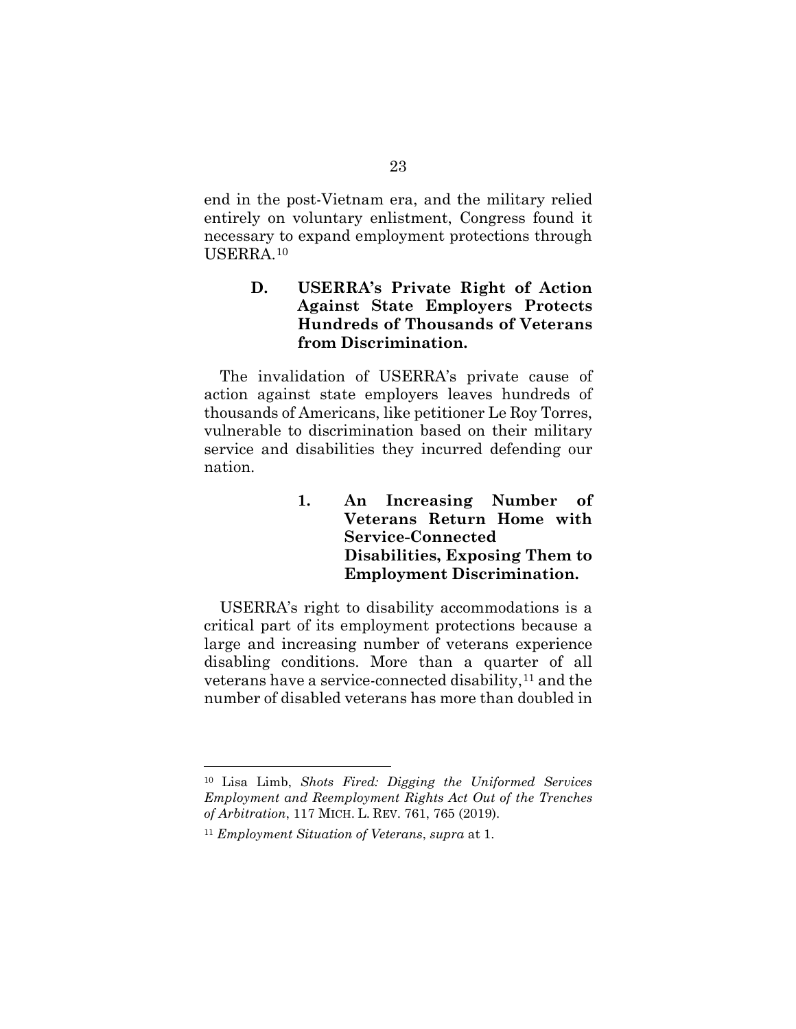end in the post-Vietnam era, and the military relied entirely on voluntary enlistment, Congress found it necessary to expand employment protections through USERRA.[10]

### D. USERRA's Private Right of Action Against State Employers Protects Hundreds of Thousands of Veterans from Discrimination.

The invalidation of USERRA's private cause of action against state employers leaves hundreds of thousands of Americans, like petitioner Le Roy Torres, vulnerable to discrimination based on their military service and disabilities they incurred defending our nation.

#### 1. An Increasing Number of Veterans Return Home with Service-Connected Disabilities, Exposing Them to Employment Discrimination.

USERRA's right to disability accommodations is a critical part of its employment protections because a large and increasing number of veterans experience disabling conditions. More than a quarter of all veterans have a service-connected disability,[11] and the number of disabled veterans has more than doubled in

---

[10] Lisa Limb, *Shots Fired: Digging the Uniformed Services Employment and Reemployment Rights Act Out of the Trenches of Arbitration*, 117 MICH. L. REV. 761, 765 (2019).

[11] *Employment Situation of Veterans*, *supra* at 1.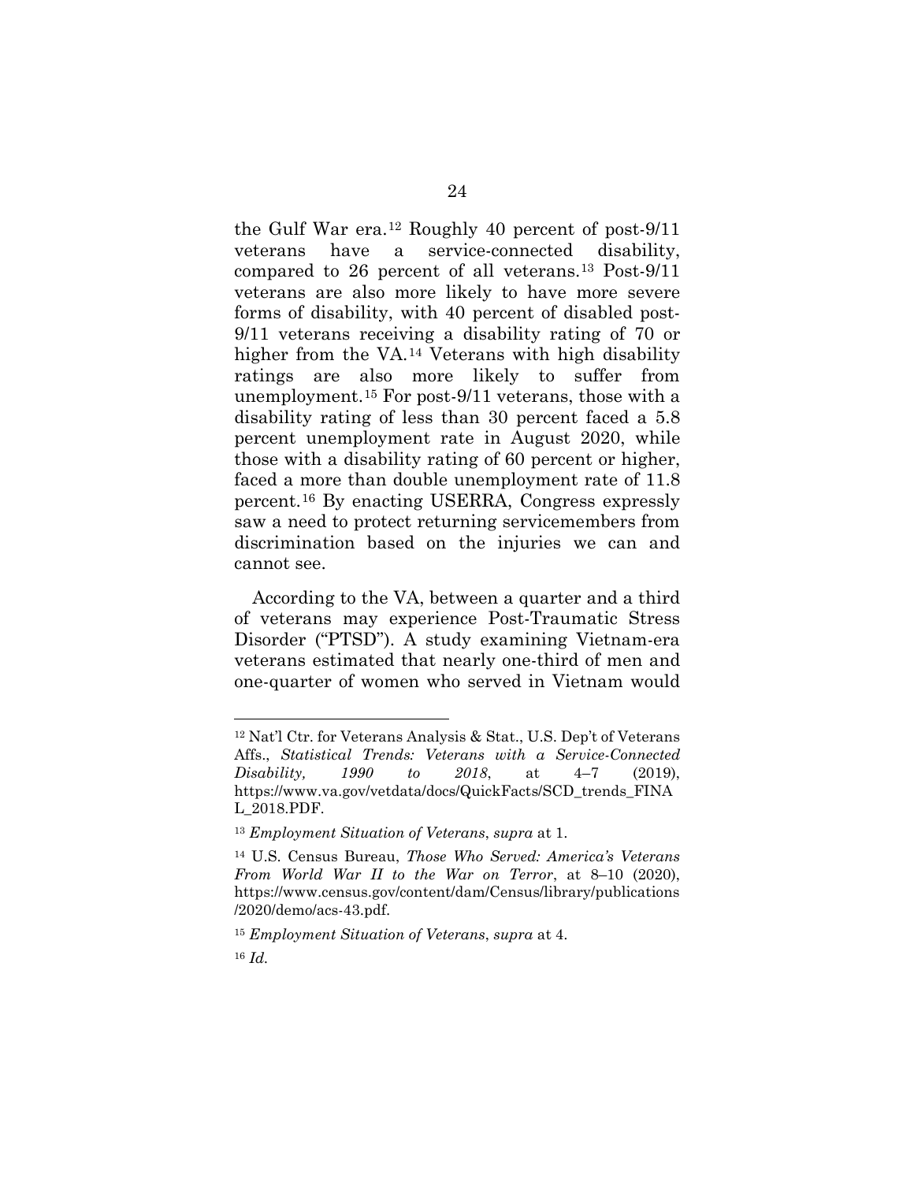the Gulf War era.[12] Roughly 40 percent of post-9/11 veterans have a service-connected disability, compared to 26 percent of all veterans.[13] Post-9/11 veterans are also more likely to have more severe forms of disability, with 40 percent of disabled post-9/11 veterans receiving a disability rating of 70 or higher from the VA.[14] Veterans with high disability ratings are also more likely to suffer from unemployment.[15] For post-9/11 veterans, those with a disability rating of less than 30 percent faced a 5.8 percent unemployment rate in August 2020, while those with a disability rating of 60 percent or higher, faced a more than double unemployment rate of 11.8 percent.[16] By enacting USERRA, Congress expressly saw a need to protect returning servicemembers from discrimination based on the injuries we can and cannot see.

According to the VA, between a quarter and a third of veterans may experience Post-Traumatic Stress Disorder ("PTSD"). A study examining Vietnam-era veterans estimated that nearly one-third of men and one-quarter of women who served in Vietnam would

---

[12] Nat'l Ctr. for Veterans Analysis & Stat., U.S. Dep't of Veterans Affs., *Statistical Trends: Veterans with a Service-Connected Disability, 1990 to 2018*, at 4–7 (2019), https://www.va.gov/vetdata/docs/QuickFacts/SCD_trends_FINAL_2018.PDF.

[13] *Employment Situation of Veterans*, *supra* at 1.

[14] U.S. Census Bureau, *Those Who Served: America's Veterans From World War II to the War on Terror*, at 8–10 (2020), https://www.census.gov/content/dam/Census/library/publications/2020/demo/acs-43.pdf.

[15] *Employment Situation of Veterans*, *supra* at 4.

[16] *Id.*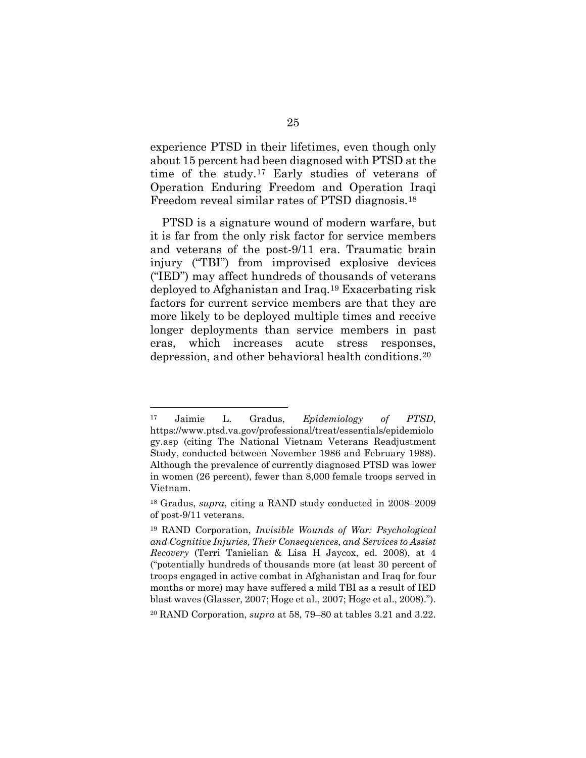experience PTSD in their lifetimes, even though only about 15 percent had been diagnosed with PTSD at the time of the study.[17] Early studies of veterans of Operation Enduring Freedom and Operation Iraqi Freedom reveal similar rates of PTSD diagnosis.[18]

PTSD is a signature wound of modern warfare, but it is far from the only risk factor for service members and veterans of the post-9/11 era. Traumatic brain injury ("TBI") from improvised explosive devices ("IED") may affect hundreds of thousands of veterans deployed to Afghanistan and Iraq.[19] Exacerbating risk factors for current service members are that they are more likely to be deployed multiple times and receive longer deployments than service members in past eras, which increases acute stress responses, depression, and other behavioral health conditions.[20]

---

[17] Jaimie L. Gradus, *Epidemiology of PTSD*, https://www.ptsd.va.gov/professional/treat/essentials/epidemiology.asp (citing The National Vietnam Veterans Readjustment Study, conducted between November 1986 and February 1988). Although the prevalence of currently diagnosed PTSD was lower in women (26 percent), fewer than 8,000 female troops served in Vietnam.

[18] Gradus, *supra*, citing a RAND study conducted in 2008–2009 of post-9/11 veterans.

[19] RAND Corporation, *Invisible Wounds of War: Psychological and Cognitive Injuries, Their Consequences, and Services to Assist Recovery* (Terri Tanielian & Lisa H Jaycox, ed. 2008), at 4 ("potentially hundreds of thousands more (at least 30 percent of troops engaged in active combat in Afghanistan and Iraq for four months or more) may have suffered a mild TBI as a result of IED blast waves (Glasser, 2007; Hoge et al., 2007; Hoge et al., 2008).").

[20] RAND Corporation, *supra* at 58, 79–80 at tables 3.21 and 3.22.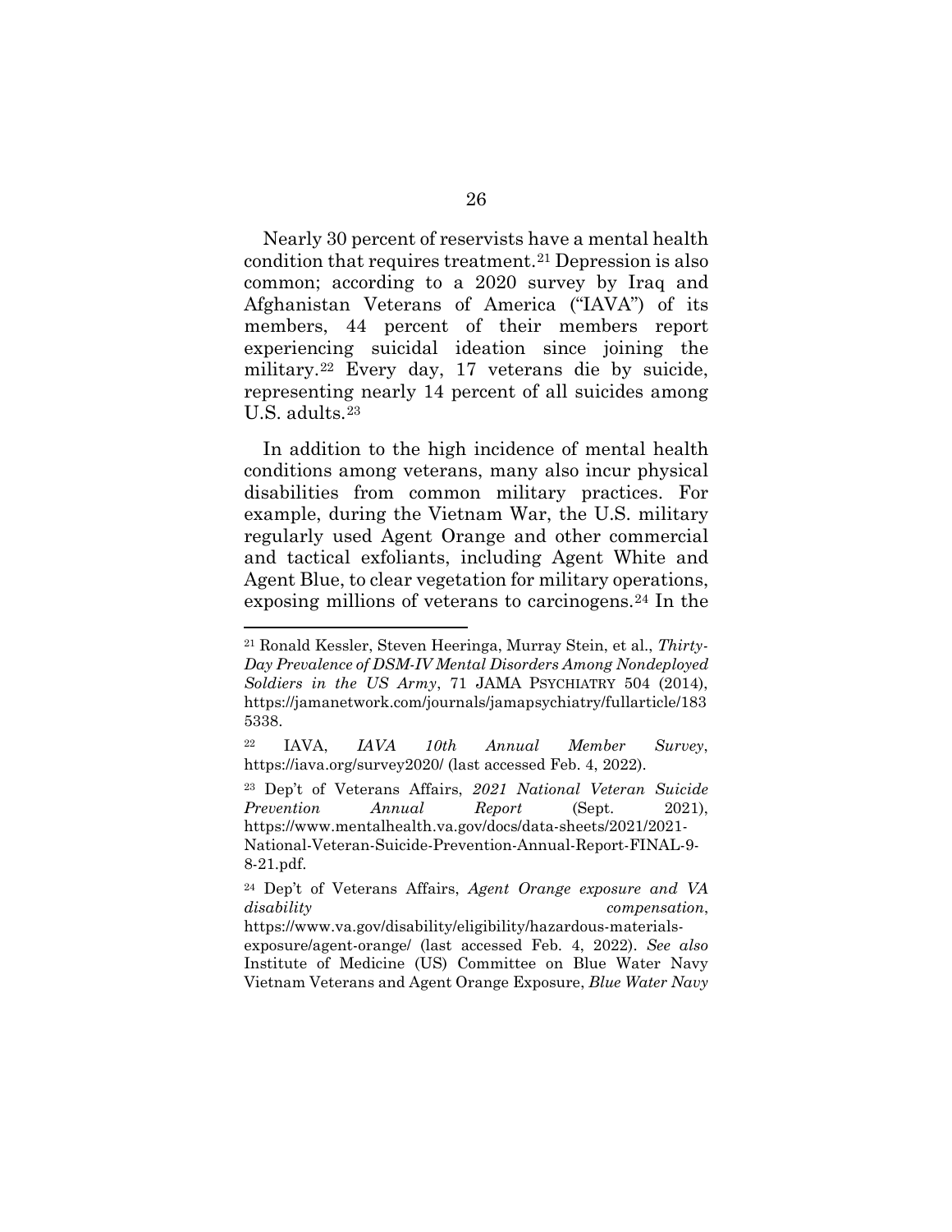Nearly 30 percent of reservists have a mental health condition that requires treatment.[21] Depression is also common; according to a 2020 survey by Iraq and Afghanistan Veterans of America ("IAVA") of its members, 44 percent of their members report experiencing suicidal ideation since joining the military.[22] Every day, 17 veterans die by suicide, representing nearly 14 percent of all suicides among U.S. adults.[23]

In addition to the high incidence of mental health conditions among veterans, many also incur physical disabilities from common military practices. For example, during the Vietnam War, the U.S. military regularly used Agent Orange and other commercial and tactical exfoliants, including Agent White and Agent Blue, to clear vegetation for military operations, exposing millions of veterans to carcinogens.[24] In the

---

[21] Ronald Kessler, Steven Heeringa, Murray Stein, et al., *Thirty-Day Prevalence of DSM-IV Mental Disorders Among Nondeployed Soldiers in the US Army*, 71 JAMA PSYCHIATRY 504 (2014), https://jamanetwork.com/journals/jamapsychiatry/fullarticle/1835338.

[22] IAVA, *IAVA 10th Annual Member Survey*, https://iava.org/survey2020/ (last accessed Feb. 4, 2022).

[23] Dep't of Veterans Affairs, *2021 National Veteran Suicide Prevention Annual Report* (Sept. 2021), https://www.mentalhealth.va.gov/docs/data-sheets/2021/2021-National-Veteran-Suicide-Prevention-Annual-Report-FINAL-9-8-21.pdf.

[24] Dep't of Veterans Affairs, *Agent Orange exposure and VA disability compensation*, https://www.va.gov/disability/eligibility/hazardous-materials-exposure/agent-orange/ (last accessed Feb. 4, 2022). *See also* Institute of Medicine (US) Committee on Blue Water Navy Vietnam Veterans and Agent Orange Exposure, *Blue Water Navy*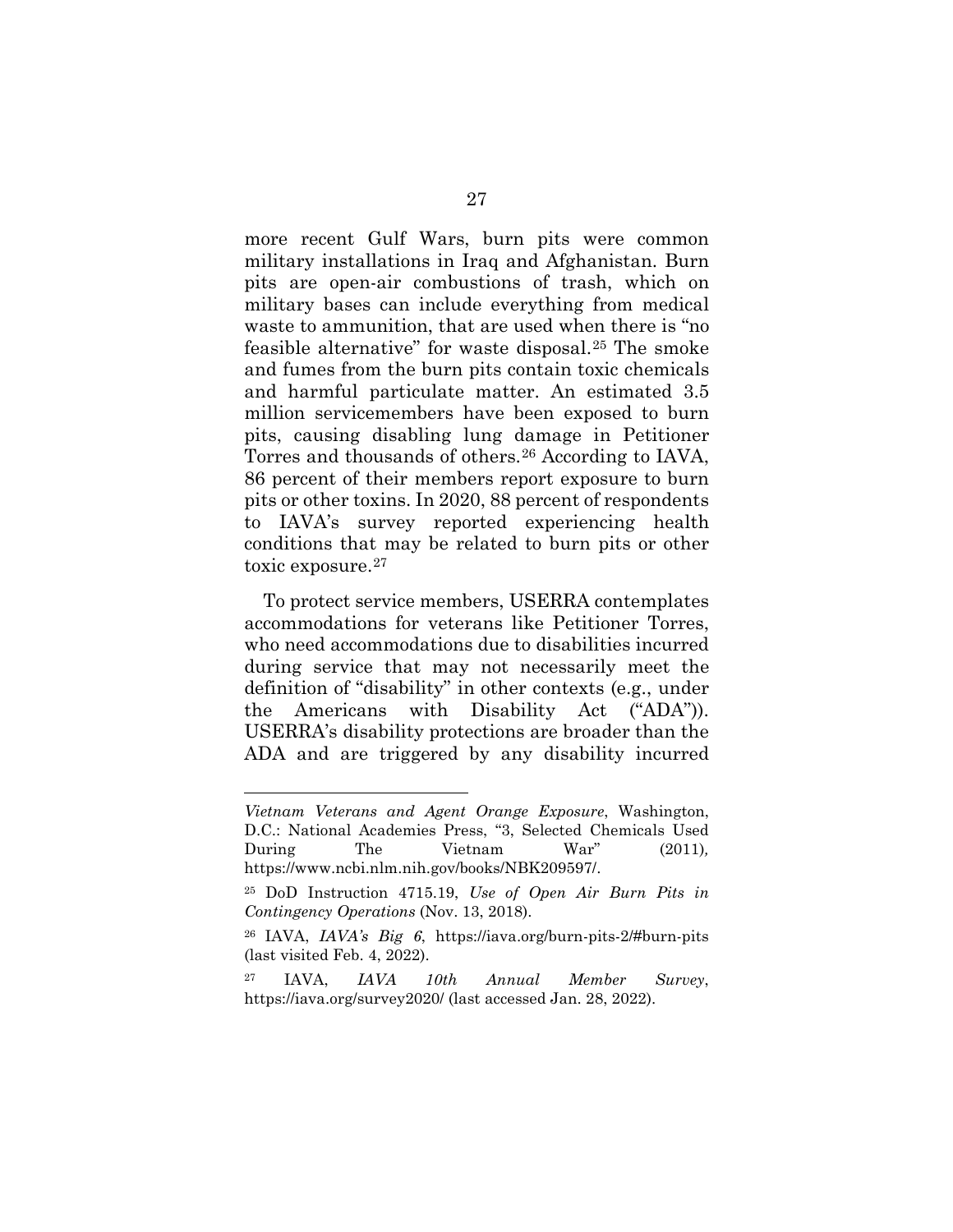more recent Gulf Wars, burn pits were common military installations in Iraq and Afghanistan. Burn pits are open-air combustions of trash, which on military bases can include everything from medical waste to ammunition, that are used when there is "no feasible alternative" for waste disposal.[25] The smoke and fumes from the burn pits contain toxic chemicals and harmful particulate matter. An estimated 3.5 million servicemembers have been exposed to burn pits, causing disabling lung damage in Petitioner Torres and thousands of others.[26] According to IAVA, 86 percent of their members report exposure to burn pits or other toxins. In 2020, 88 percent of respondents to IAVA's survey reported experiencing health conditions that may be related to burn pits or other toxic exposure.[27]

To protect service members, USERRA contemplates accommodations for veterans like Petitioner Torres, who need accommodations due to disabilities incurred during service that may not necessarily meet the definition of "disability" in other contexts (e.g., under the Americans with Disability Act ("ADA")). USERRA's disability protections are broader than the ADA and are triggered by any disability incurred

---

*Vietnam Veterans and Agent Orange Exposure*, Washington, D.C.: National Academies Press, "3, Selected Chemicals Used During The Vietnam War" (2011), https://www.ncbi.nlm.nih.gov/books/NBK209597/.

[25] DoD Instruction 4715.19, *Use of Open Air Burn Pits in Contingency Operations* (Nov. 13, 2018).

[26] IAVA, *IAVA's Big 6*, https://iava.org/burn-pits-2/#burn-pits (last visited Feb. 4, 2022).

[27] IAVA, *IAVA 10th Annual Member Survey*, https://iava.org/survey2020/ (last accessed Jan. 28, 2022).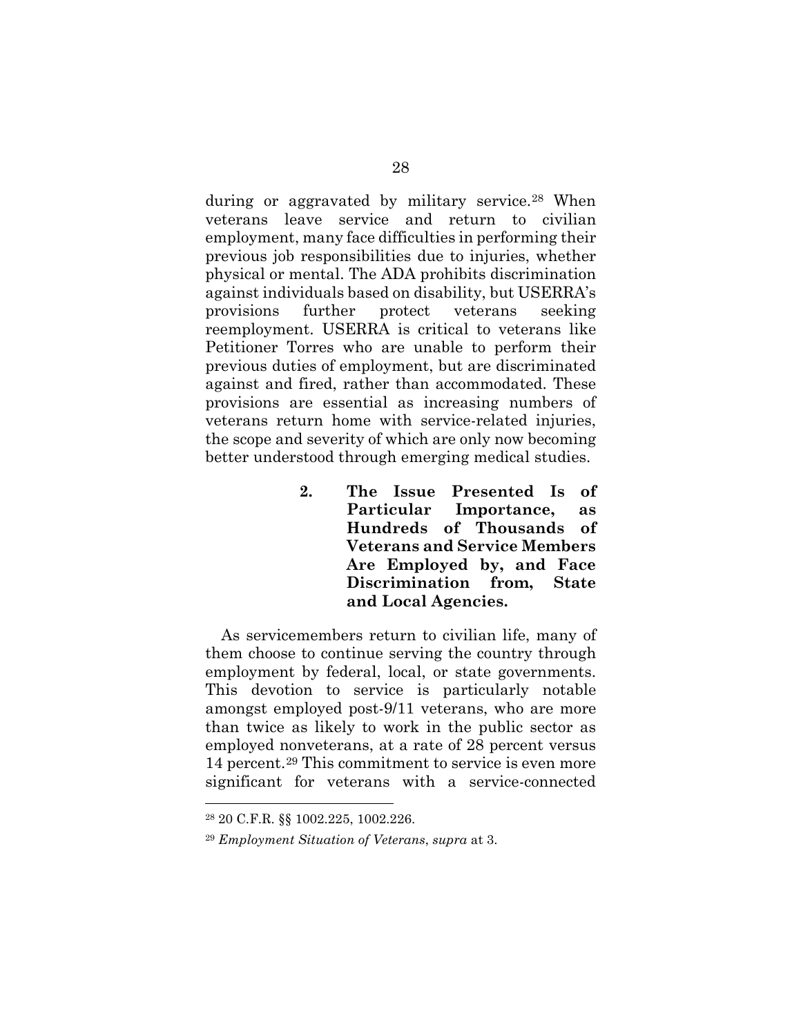during or aggravated by military service.[28] When veterans leave service and return to civilian employment, many face difficulties in performing their previous job responsibilities due to injuries, whether physical or mental. The ADA prohibits discrimination against individuals based on disability, but USERRA's provisions further protect veterans seeking reemployment. USERRA is critical to veterans like Petitioner Torres who are unable to perform their previous duties of employment, but are discriminated against and fired, rather than accommodated. These provisions are essential as increasing numbers of veterans return home with service-related injuries, the scope and severity of which are only now becoming better understood through emerging medical studies.

### 2. The Issue Presented Is of Particular Importance, as Hundreds of Thousands of Veterans and Service Members Are Employed by, and Face Discrimination from, State and Local Agencies.

As servicemembers return to civilian life, many of them choose to continue serving the country through employment by federal, local, or state governments. This devotion to service is particularly notable amongst employed post-9/11 veterans, who are more than twice as likely to work in the public sector as employed nonveterans, at a rate of 28 percent versus 14 percent.[29] This commitment to service is even more significant for veterans with a service-connected

---

[28] 20 C.F.R. §§ 1002.225, 1002.226.

[29] *Employment Situation of Veterans*, *supra* at 3.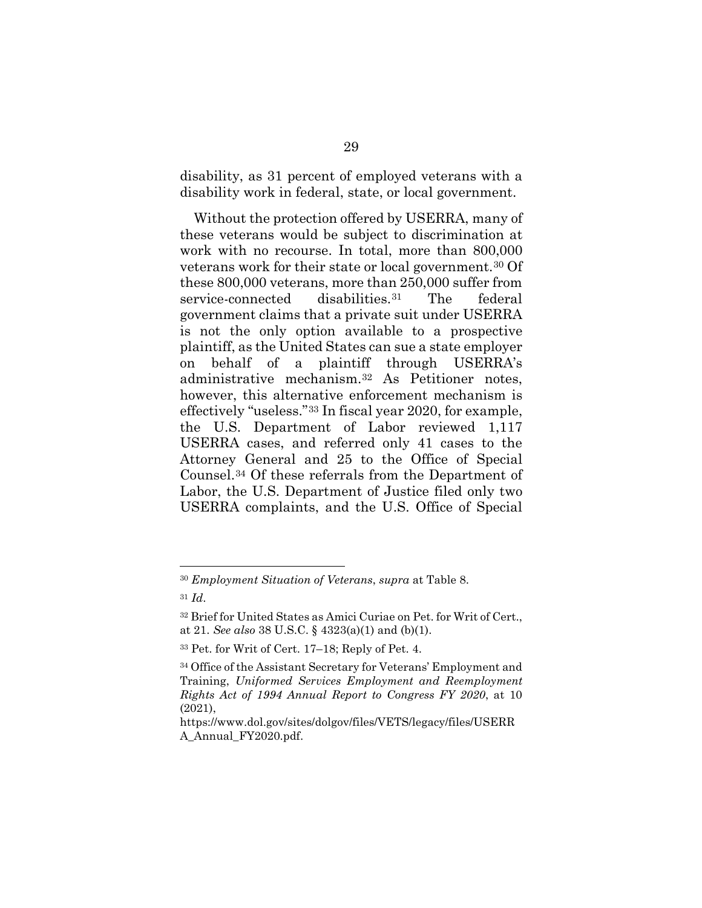disability, as 31 percent of employed veterans with a disability work in federal, state, or local government.

Without the protection offered by USERRA, many of these veterans would be subject to discrimination at work with no recourse. In total, more than 800,000 veterans work for their state or local government.[30] Of these 800,000 veterans, more than 250,000 suffer from service-connected disabilities.[31] The federal government claims that a private suit under USERRA is not the only option available to a prospective plaintiff, as the United States can sue a state employer on behalf of a plaintiff through USERRA's administrative mechanism.[32] As Petitioner notes, however, this alternative enforcement mechanism is effectively "useless."[33] In fiscal year 2020, for example, the U.S. Department of Labor reviewed 1,117 USERRA cases, and referred only 41 cases to the Attorney General and 25 to the Office of Special Counsel.[34] Of these referrals from the Department of Labor, the U.S. Department of Justice filed only two USERRA complaints, and the U.S. Office of Special

---

[30] *Employment Situation of Veterans*, *supra* at Table 8.

[31] *Id*.

[32] Brief for United States as Amici Curiae on Pet. for Writ of Cert., at 21. *See also* 38 U.S.C. § 4323(a)(1) and (b)(1).

[33] Pet. for Writ of Cert. 17–18; Reply of Pet. 4.

[34] Office of the Assistant Secretary for Veterans' Employment and Training, *Uniformed Services Employment and Reemployment Rights Act of 1994 Annual Report to Congress FY 2020*, at 10 (2021), https://www.dol.gov/sites/dolgov/files/VETS/legacy/files/USERRA_Annual_FY2020.pdf.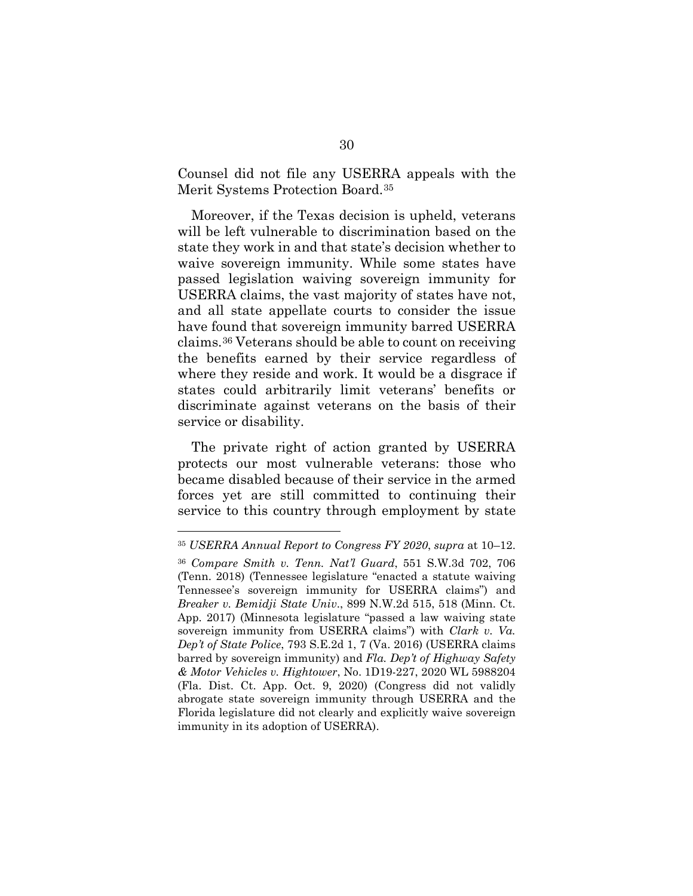Counsel did not file any USERRA appeals with the Merit Systems Protection Board.[35]

Moreover, if the Texas decision is upheld, veterans will be left vulnerable to discrimination based on the state they work in and that state's decision whether to waive sovereign immunity. While some states have passed legislation waiving sovereign immunity for USERRA claims, the vast majority of states have not, and all state appellate courts to consider the issue have found that sovereign immunity barred USERRA claims.[36] Veterans should be able to count on receiving the benefits earned by their service regardless of where they reside and work. It would be a disgrace if states could arbitrarily limit veterans' benefits or discriminate against veterans on the basis of their service or disability.

The private right of action granted by USERRA protects our most vulnerable veterans: those who became disabled because of their service in the armed forces yet are still committed to continuing their service to this country through employment by state

---

[35] *USERRA Annual Report to Congress FY 2020*, *supra* at 10–12.

[36] *Compare Smith v. Tenn. Nat'l Guard*, 551 S.W.3d 702, 706 (Tenn. 2018) (Tennessee legislature "enacted a statute waiving Tennessee's sovereign immunity for USERRA claims") and *Breaker v. Bemidji State Univ.*, 899 N.W.2d 515, 518 (Minn. Ct. App. 2017) (Minnesota legislature "passed a law waiving state sovereign immunity from USERRA claims") with *Clark v. Va. Dep't of State Police*, 793 S.E.2d 1, 7 (Va. 2016) (USERRA claims barred by sovereign immunity) and *Fla. Dep't of Highway Safety & Motor Vehicles v. Hightower*, No. 1D19-227, 2020 WL 5988204 (Fla. Dist. Ct. App. Oct. 9, 2020) (Congress did not validly abrogate state sovereign immunity through USERRA and the Florida legislature did not clearly and explicitly waive sovereign immunity in its adoption of USERRA).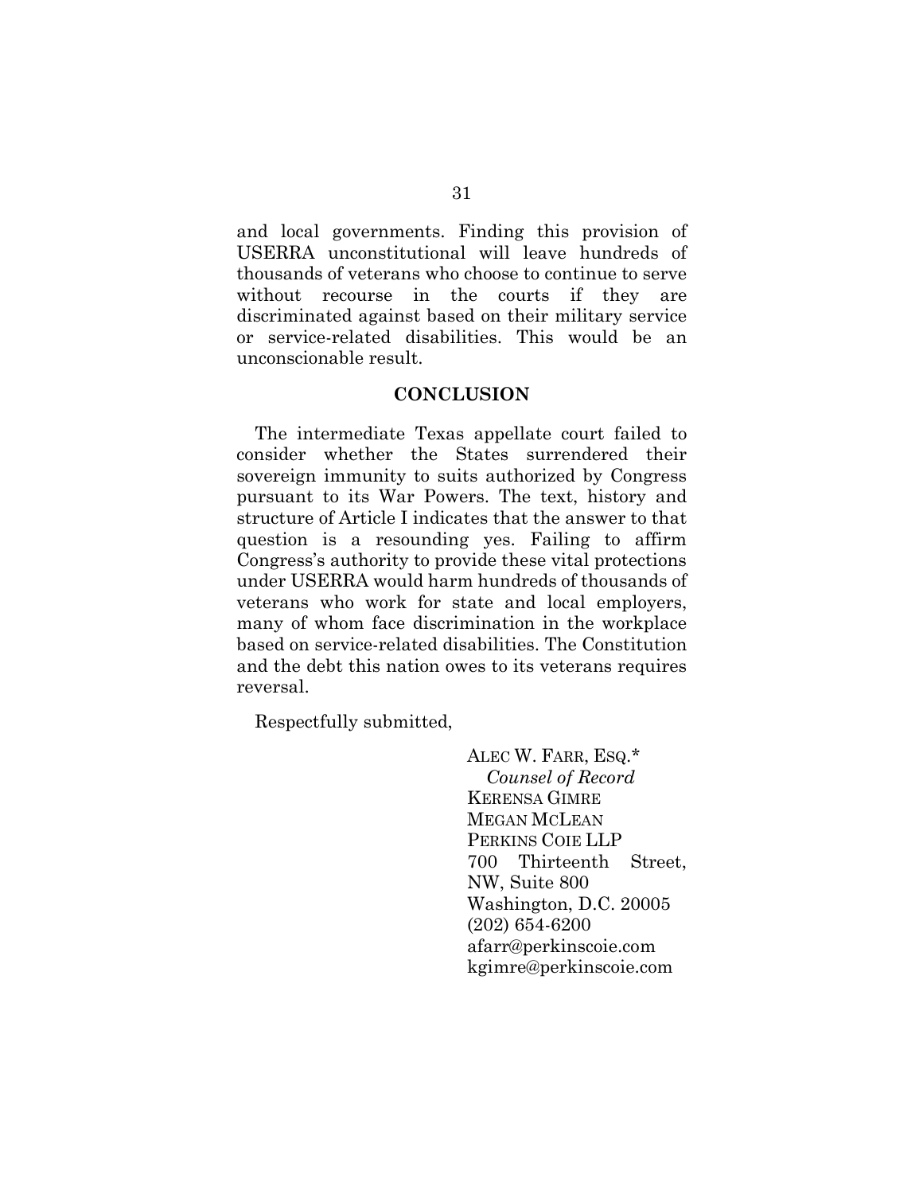and local governments. Finding this provision of USERRA unconstitutional will leave hundreds of thousands of veterans who choose to continue to serve without recourse in the courts if they are discriminated against based on their military service or service-related disabilities. This would be an unconscionable result.

## CONCLUSION

The intermediate Texas appellate court failed to consider whether the States surrendered their sovereign immunity to suits authorized by Congress pursuant to its War Powers. The text, history and structure of Article I indicates that the answer to that question is a resounding yes. Failing to affirm Congress's authority to provide these vital protections under USERRA would harm hundreds of thousands of veterans who work for state and local employers, many of whom face discrimination in the workplace based on service-related disabilities. The Constitution and the debt this nation owes to its veterans requires reversal.

Respectfully submitted,

ALEC W. FARR, ESQ.*
*Counsel of Record*
KERENSA GIMRE
MEGAN MCLEAN
PERKINS COIE LLP
700 Thirteenth Street, NW, Suite 800
Washington, D.C. 20005
(202) 654-6200
afarr@perkinscoie.com
kgimre@perkinscoie.com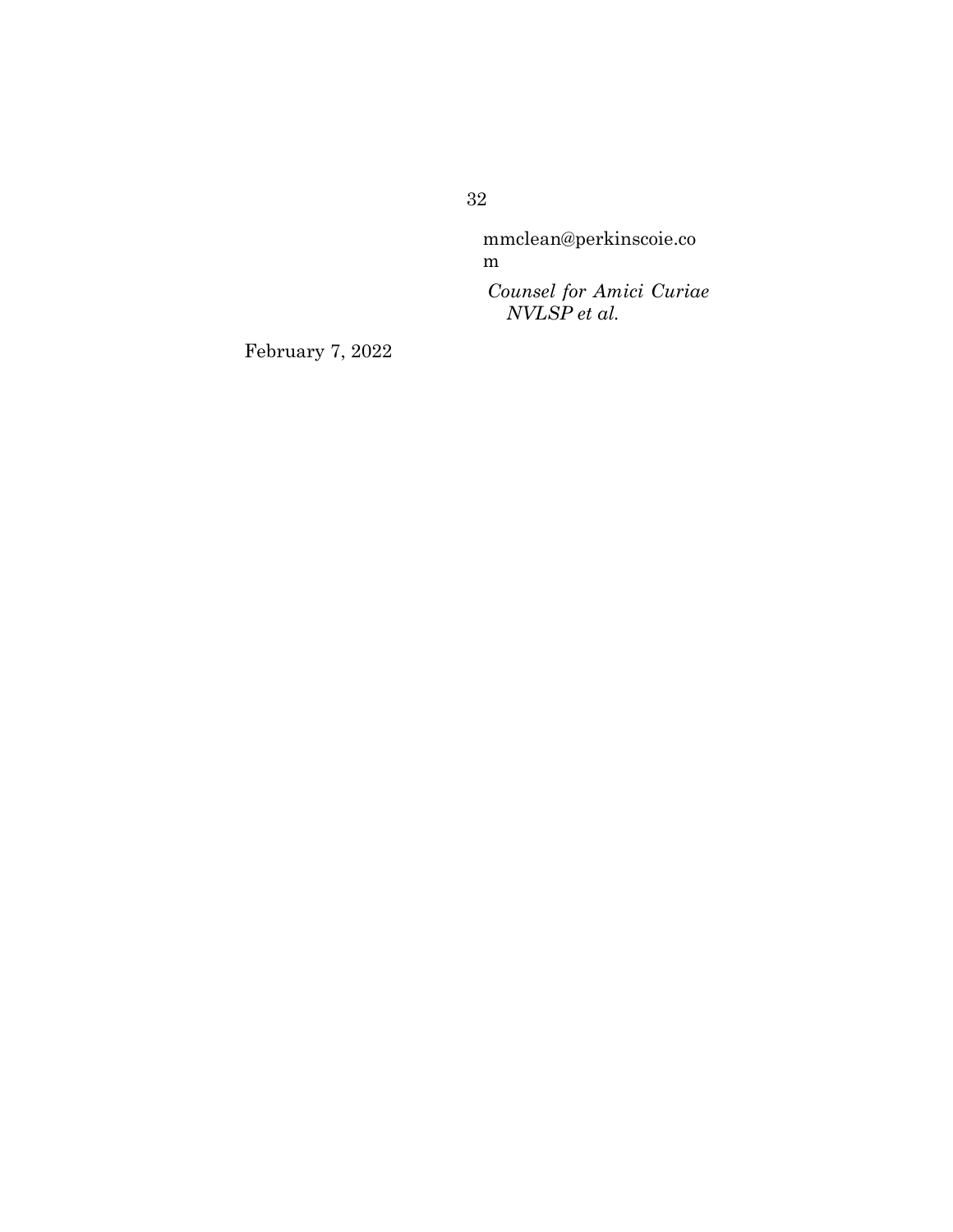mmclean@perkinscoie.com

*Counsel for Amici Curiae NVLSP et al.*

February 7, 2022